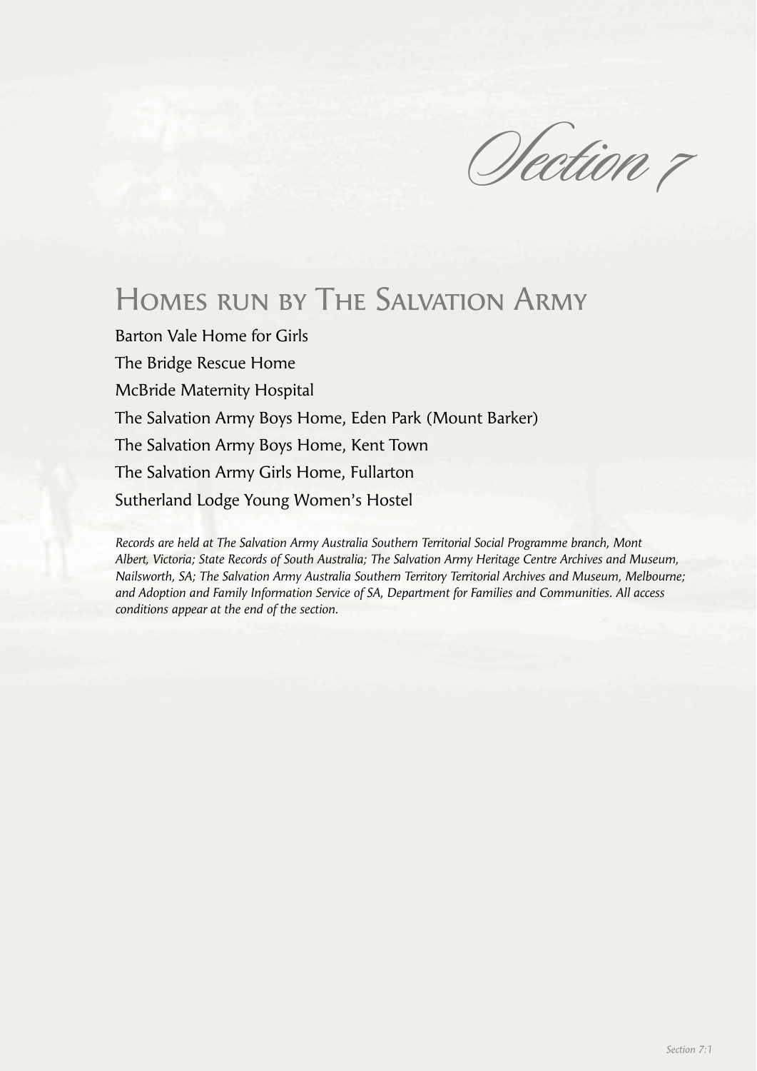# Section 7

## Homes run by The Salvation Army

Barton Vale Home for Girls

The Bridge Rescue Home

McBride Maternity Hospital

The Salvation Army Boys Home, Eden Park (Mount Barker)

The Salvation Army Boys Home, Kent Town

The Salvation Army Girls Home, Fullarton

Sutherland Lodge Young Women's Hostel

*Records are held at The Salvation Army Australia Southern Territorial Social Programme branch, Mont Albert, Victoria; State Records of South Australia; The Salvation Army Heritage Centre Archives and Museum, Nailsworth, SA; The Salvation Army Australia Southern Territory Territorial Archives and Museum, Melbourne; and Adoption and Family Information Service of SA, Department for Families and Communities. All access conditions appear at the end of the section.*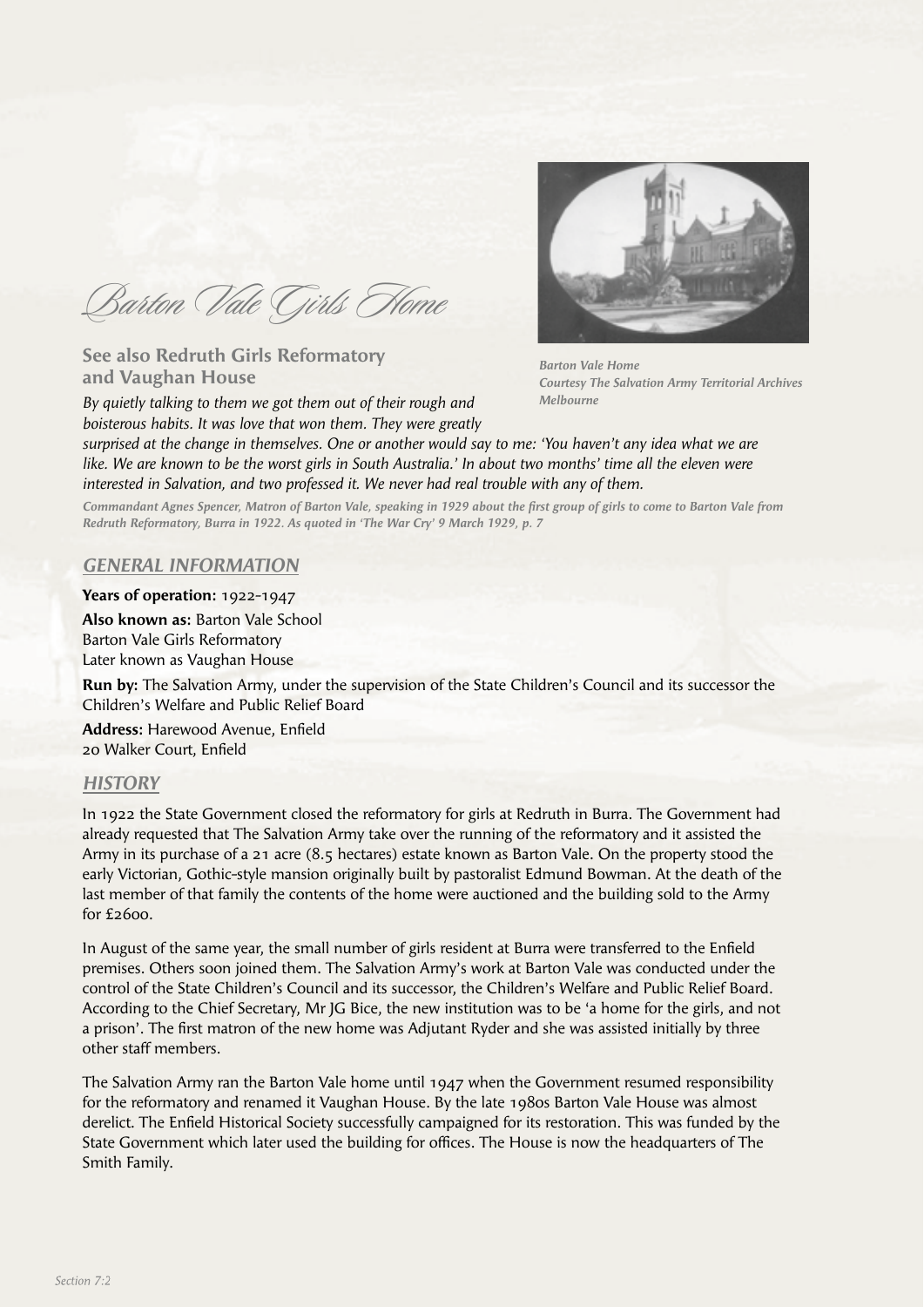# Barton Vale Girls Home

## See also Redruth Girls Reformatory and Vaughan House

Barton Vale Home
Courtesy The Salvation Army Territorial Archives Melbourne

*By quietly talking to them we got them out of their rough and boisterous habits. It was love that won them. They were greatly surprised at the change in themselves. One or another would say to me: 'You haven't any idea what we are like. We are known to be the worst girls in South Australia.' In about two months' time all the eleven were interested in Salvation, and two professed it. We never had real trouble with any of them.*

***Commandant Agnes Spencer, Matron of Barton Vale, speaking in 1929 about the first group of girls to come to Barton Vale from Redruth Reformatory, Burra in 1922. As quoted in 'The War Cry' 9 March 1929, p. 7***

### GENERAL INFORMATION

**Years of operation:** 1922-1947

**Also known as:** Barton Vale School
Barton Vale Girls Reformatory
Later known as Vaughan House

**Run by:** The Salvation Army, under the supervision of the State Children's Council and its successor the Children's Welfare and Public Relief Board

**Address:** Harewood Avenue, Enfield
20 Walker Court, Enfield

### HISTORY

In 1922 the State Government closed the reformatory for girls at Redruth in Burra. The Government had already requested that The Salvation Army take over the running of the reformatory and it assisted the Army in its purchase of a 21 acre (8.5 hectares) estate known as Barton Vale. On the property stood the early Victorian, Gothic-style mansion originally built by pastoralist Edmund Bowman. At the death of the last member of that family the contents of the home were auctioned and the building sold to the Army for £2600.

In August of the same year, the small number of girls resident at Burra were transferred to the Enfield premises. Others soon joined them. The Salvation Army's work at Barton Vale was conducted under the control of the State Children's Council and its successor, the Children's Welfare and Public Relief Board. According to the Chief Secretary, Mr JG Bice, the new institution was to be 'a home for the girls, and not a prison'. The first matron of the new home was Adjutant Ryder and she was assisted initially by three other staff members.

The Salvation Army ran the Barton Vale home until 1947 when the Government resumed responsibility for the reformatory and renamed it Vaughan House. By the late 1980s Barton Vale House was almost derelict. The Enfield Historical Society successfully campaigned for its restoration. This was funded by the State Government which later used the building for offices. The House is now the headquarters of The Smith Family.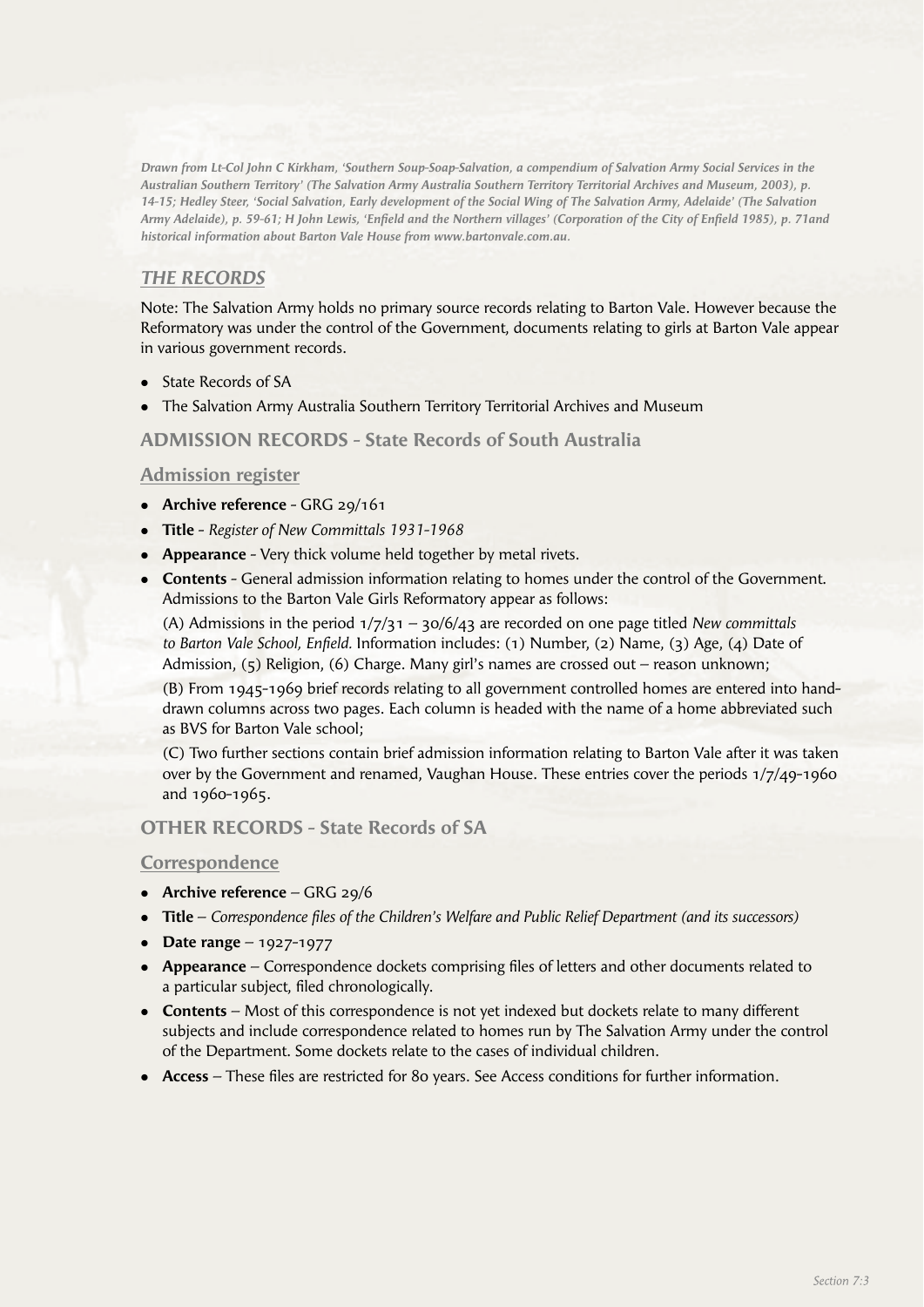*Drawn from Lt-Col John C Kirkham, 'Southern Soup-Soap-Salvation, a compendium of Salvation Army Social Services in the Australian Southern Territory' (The Salvation Army Australia Southern Territory Territorial Archives and Museum, 2003), p. 14-15; Hedley Steer, 'Social Salvation, Early development of the Social Wing of The Salvation Army, Adelaide' (The Salvation Army Adelaide), p. 59-61; H John Lewis, 'Enfield and the Northern villages' (Corporation of the City of Enfield 1985), p. 71and historical information about Barton Vale House from www.bartonvale.com.au.*

## *THE RECORDS*

Note: The Salvation Army holds no primary source records relating to Barton Vale. However because the Reformatory was under the control of the Government, documents relating to girls at Barton Vale appear in various government records.

- State Records of SA
- The Salvation Army Australia Southern Territory Territorial Archives and Museum

### ADMISSION RECORDS - State Records of South Australia

#### Admission register

- **Archive reference** - GRG 29/161
- **Title** - *Register of New Committals 1931-1968*
- **Appearance** - Very thick volume held together by metal rivets.
- **Contents** - General admission information relating to homes under the control of the Government. Admissions to the Barton Vale Girls Reformatory appear as follows:

  (A) Admissions in the period 1/7/31 – 30/6/43 are recorded on one page titled *New committals to Barton Vale School, Enfield.* Information includes: (1) Number, (2) Name, (3) Age, (4) Date of Admission, (5) Religion, (6) Charge. Many girl's names are crossed out – reason unknown;

  (B) From 1945-1969 brief records relating to all government controlled homes are entered into hand-drawn columns across two pages. Each column is headed with the name of a home abbreviated such as BVS for Barton Vale school;

  (C) Two further sections contain brief admission information relating to Barton Vale after it was taken over by the Government and renamed, Vaughan House. These entries cover the periods 1/7/49-1960 and 1960-1965.

### OTHER RECORDS - State Records of SA

#### Correspondence

- **Archive reference** – GRG 29/6
- **Title** – *Correspondence files of the Children's Welfare and Public Relief Department (and its successors)*
- **Date range** – 1927-1977
- **Appearance** – Correspondence dockets comprising files of letters and other documents related to a particular subject, filed chronologically.
- **Contents** – Most of this correspondence is not yet indexed but dockets relate to many different subjects and include correspondence related to homes run by The Salvation Army under the control of the Department. Some dockets relate to the cases of individual children.
- **Access** – These files are restricted for 80 years. See Access conditions for further information.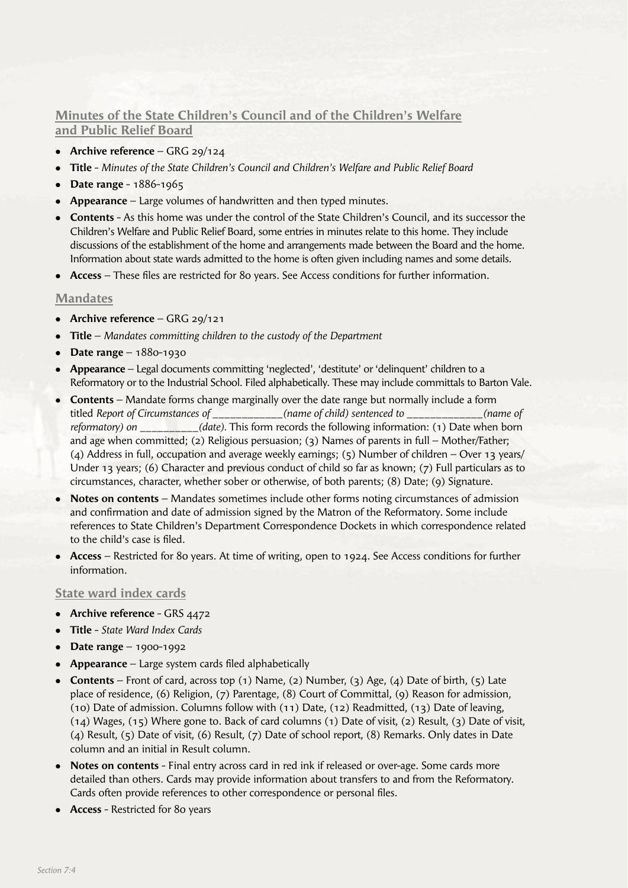## Minutes of the State Children's Council and of the Children's Welfare and Public Relief Board

- **Archive reference** – GRG 29/124
- **Title** - *Minutes of the State Children's Council and Children's Welfare and Public Relief Board*
- **Date range** - 1886-1965
- **Appearance** – Large volumes of handwritten and then typed minutes.
- **Contents** - As this home was under the control of the State Children's Council, and its successor the Children's Welfare and Public Relief Board, some entries in minutes relate to this home. They include discussions of the establishment of the home and arrangements made between the Board and the home. Information about state wards admitted to the home is often given including names and some details.
- **Access** – These files are restricted for 80 years. See Access conditions for further information.

## Mandates

- **Archive reference** – GRG 29/121
- **Title** – *Mandates committing children to the custody of the Department*
- **Date range** – 1880-1930
- **Appearance** – Legal documents committing 'neglected', 'destitute' or 'delinquent' children to a Reformatory or to the Industrial School. Filed alphabetically. These may include committals to Barton Vale.
- **Contents** – Mandate forms change marginally over the date range but normally include a form titled *Report of Circumstances of ____________(name of child) sentenced to _____________(name of reformatory) on __________(date).* This form records the following information: (1) Date when born and age when committed; (2) Religious persuasion; (3) Names of parents in full – Mother/Father; (4) Address in full, occupation and average weekly earnings; (5) Number of children – Over 13 years/ Under 13 years; (6) Character and previous conduct of child so far as known; (7) Full particulars as to circumstances, character, whether sober or otherwise, of both parents; (8) Date; (9) Signature.
- **Notes on contents** – Mandates sometimes include other forms noting circumstances of admission and confirmation and date of admission signed by the Matron of the Reformatory. Some include references to State Children's Department Correspondence Dockets in which correspondence related to the child's case is filed.
- **Access** – Restricted for 80 years. At time of writing, open to 1924. See Access conditions for further information.

## State ward index cards

- **Archive reference** - GRS 4472
- **Title** - *State Ward Index Cards*
- **Date range** – 1900-1992
- **Appearance** – Large system cards filed alphabetically
- **Contents** – Front of card, across top (1) Name, (2) Number, (3) Age, (4) Date of birth, (5) Late place of residence, (6) Religion, (7) Parentage, (8) Court of Committal, (9) Reason for admission, (10) Date of admission. Columns follow with (11) Date, (12) Readmitted, (13) Date of leaving, (14) Wages, (15) Where gone to. Back of card columns (1) Date of visit, (2) Result, (3) Date of visit, (4) Result, (5) Date of visit, (6) Result, (7) Date of school report, (8) Remarks. Only dates in Date column and an initial in Result column.
- **Notes on contents** - Final entry across card in red ink if released or over-age. Some cards more detailed than others. Cards may provide information about transfers to and from the Reformatory. Cards often provide references to other correspondence or personal files.
- **Access** - Restricted for 80 years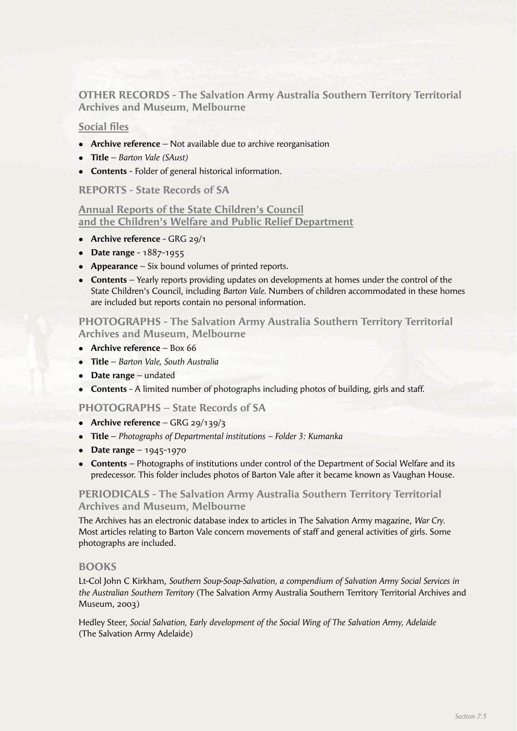## OTHER RECORDS - The Salvation Army Australia Southern Territory Territorial Archives and Museum, Melbourne

### Social files

- **Archive reference** – Not available due to archive reorganisation
- **Title** – *Barton Vale (SAust)*
- **Contents** - Folder of general historical information.

## REPORTS - State Records of SA

### Annual Reports of the State Children's Council and the Children's Welfare and Public Relief Department

- **Archive reference** - GRG 29/1
- **Date range** - 1887-1955
- **Appearance** – Six bound volumes of printed reports.
- **Contents** – Yearly reports providing updates on developments at homes under the control of the State Children's Council, including *Barton Vale*. Numbers of children accommodated in these homes are included but reports contain no personal information.

## PHOTOGRAPHS - The Salvation Army Australia Southern Territory Territorial Archives and Museum, Melbourne

- **Archive reference** – Box 66
- **Title** – *Barton Vale, South Australia*
- **Date range** – undated
- **Contents** - A limited number of photographs including photos of building, girls and staff.

## PHOTOGRAPHS – State Records of SA

- **Archive reference** – GRG 29/139/3
- **Title** – *Photographs of Departmental institutions – Folder 3: Kumanka*
- **Date range** – 1945-1970
- **Contents** – Photographs of institutions under control of the Department of Social Welfare and its predecessor. This folder includes photos of Barton Vale after it became known as Vaughan House.

## PERIODICALS - The Salvation Army Australia Southern Territory Territorial Archives and Museum, Melbourne

The Archives has an electronic database index to articles in The Salvation Army magazine, *War Cry.* Most articles relating to Barton Vale concern movements of staff and general activities of girls. Some photographs are included.

## BOOKS

Lt-Col John C Kirkham, *Southern Soup-Soap-Salvation, a compendium of Salvation Army Social Services in the Australian Southern Territory* (The Salvation Army Australia Southern Territory Territorial Archives and Museum, 2003)

Hedley Steer, *Social Salvation, Early development of the Social Wing of The Salvation Army, Adelaide* (The Salvation Army Adelaide)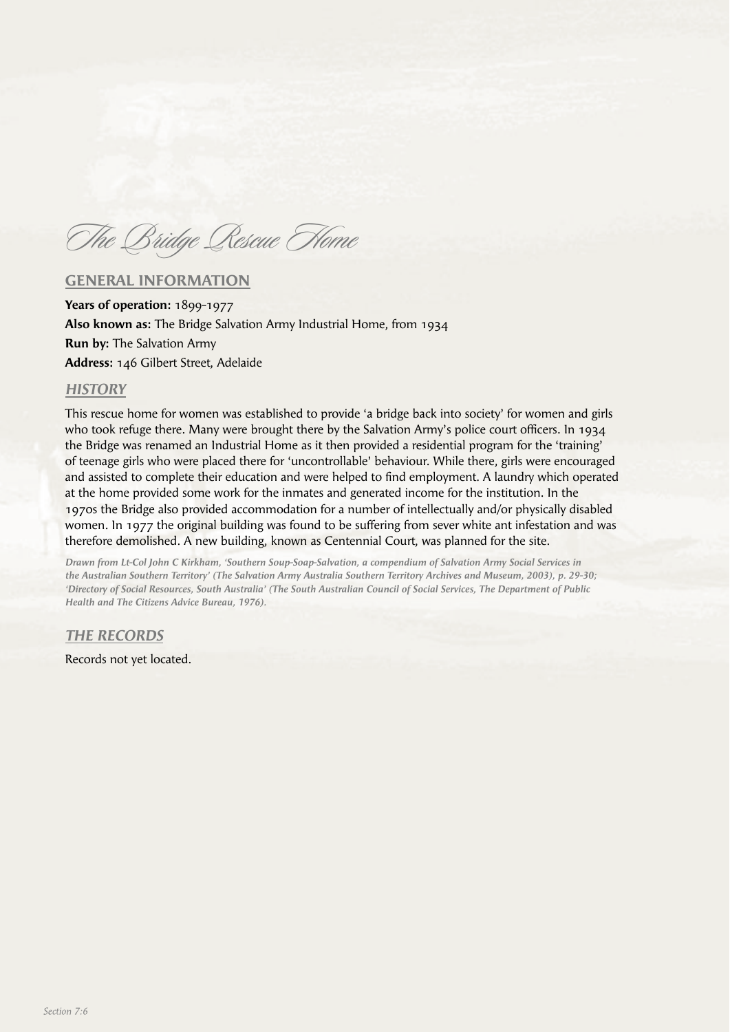# The Bridge Rescue Home

## GENERAL INFORMATION

**Years of operation:** 1899–1977
**Also known as:** The Bridge Salvation Army Industrial Home, from 1934
**Run by:** The Salvation Army
**Address:** 146 Gilbert Street, Adelaide

### *HISTORY*

This rescue home for women was established to provide 'a bridge back into society' for women and girls who took refuge there. Many were brought there by the Salvation Army's police court officers. In 1934 the Bridge was renamed an Industrial Home as it then provided a residential program for the 'training' of teenage girls who were placed there for 'uncontrollable' behaviour. While there, girls were encouraged and assisted to complete their education and were helped to find employment. A laundry which operated at the home provided some work for the inmates and generated income for the institution. In the 1970s the Bridge also provided accommodation for a number of intellectually and/or physically disabled women. In 1977 the original building was found to be suffering from sever white ant infestation and was therefore demolished. A new building, known as Centennial Court, was planned for the site.

***Drawn from Lt-Col John C Kirkham, 'Southern Soup-Soap-Salvation, a compendium of Salvation Army Social Services in the Australian Southern Territory' (The Salvation Army Australia Southern Territory Archives and Museum, 2003), p. 29-30; 'Directory of Social Resources, South Australia' (The South Australian Council of Social Services, The Department of Public Health and The Citizens Advice Bureau, 1976).***

### *THE RECORDS*

Records not yet located.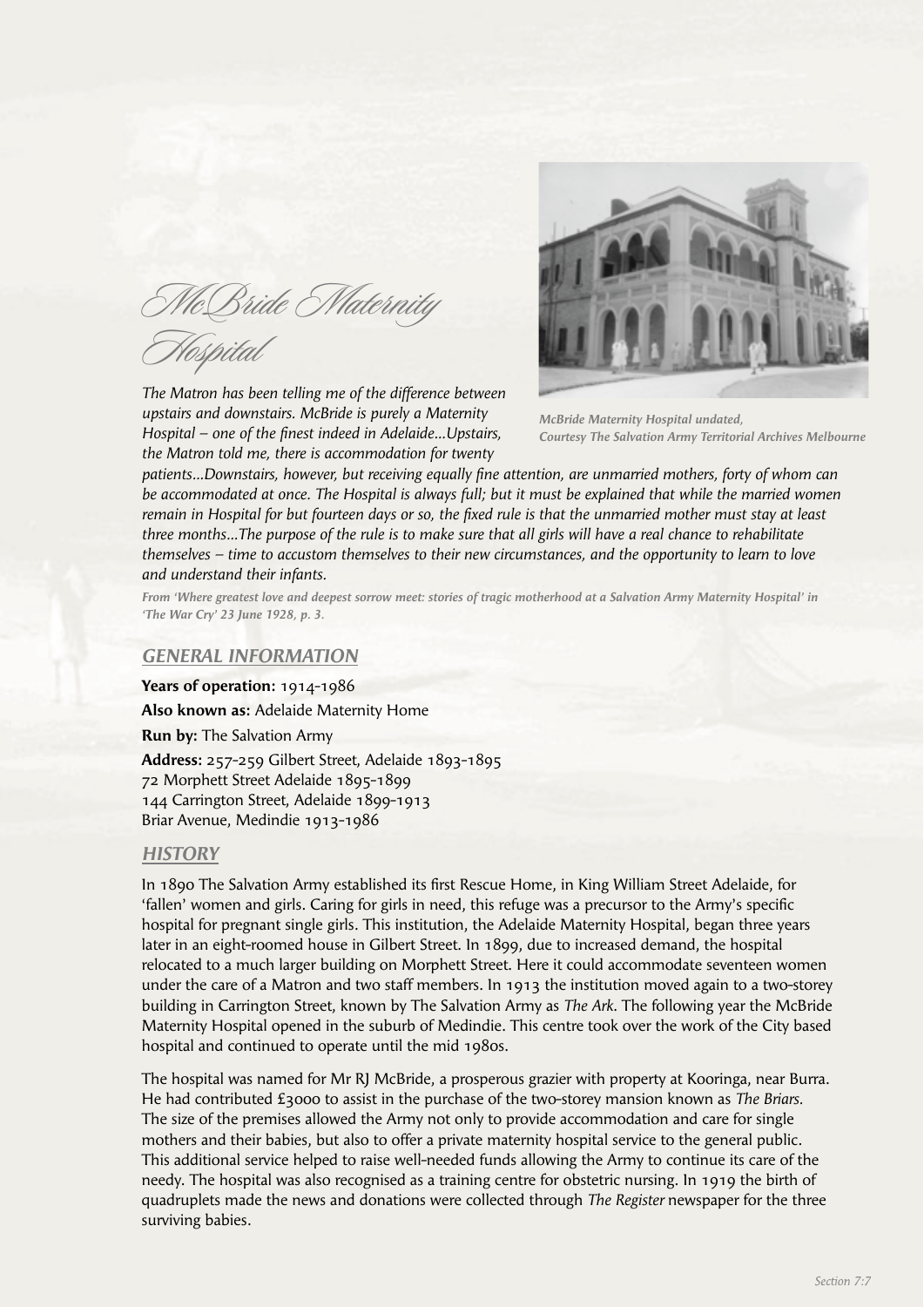# McBride Maternity Hospital

McBride Maternity Hospital undated,
Courtesy The Salvation Army Territorial Archives Melbourne

*The Matron has been telling me of the difference between upstairs and downstairs. McBride is purely a Maternity Hospital – one of the finest indeed in Adelaide...Upstairs, the Matron told me, there is accommodation for twenty patients...Downstairs, however, but receiving equally fine attention, are unmarried mothers, forty of whom can be accommodated at once. The Hospital is always full; but it must be explained that while the married women remain in Hospital for but fourteen days or so, the fixed rule is that the unmarried mother must stay at least three months...The purpose of the rule is to make sure that all girls will have a real chance to rehabilitate themselves – time to accustom themselves to their new circumstances, and the opportunity to learn to love and understand their infants.*

*From 'Where greatest love and deepest sorrow meet: stories of tragic motherhood at a Salvation Army Maternity Hospital' in 'The War Cry' 23 June 1928, p. 3.*

## GENERAL INFORMATION

**Years of operation:** 1914-1986

**Also known as:** Adelaide Maternity Home

**Run by:** The Salvation Army

**Address:** 257-259 Gilbert Street, Adelaide 1893-1895
72 Morphett Street Adelaide 1895-1899
144 Carrington Street, Adelaide 1899-1913
Briar Avenue, Medindie 1913-1986

## HISTORY

In 1890 The Salvation Army established its first Rescue Home, in King William Street Adelaide, for 'fallen' women and girls. Caring for girls in need, this refuge was a precursor to the Army's specific hospital for pregnant single girls. This institution, the Adelaide Maternity Hospital, began three years later in an eight-roomed house in Gilbert Street. In 1899, due to increased demand, the hospital relocated to a much larger building on Morphett Street. Here it could accommodate seventeen women under the care of a Matron and two staff members. In 1913 the institution moved again to a two-storey building in Carrington Street, known by The Salvation Army as *The Ark*. The following year the McBride Maternity Hospital opened in the suburb of Medindie. This centre took over the work of the City based hospital and continued to operate until the mid 1980s.

The hospital was named for Mr RJ McBride, a prosperous grazier with property at Kooringa, near Burra. He had contributed £3000 to assist in the purchase of the two-storey mansion known as *The Briars.* The size of the premises allowed the Army not only to provide accommodation and care for single mothers and their babies, but also to offer a private maternity hospital service to the general public. This additional service helped to raise well-needed funds allowing the Army to continue its care of the needy. The hospital was also recognised as a training centre for obstetric nursing. In 1919 the birth of quadruplets made the news and donations were collected through *The Register* newspaper for the three surviving babies.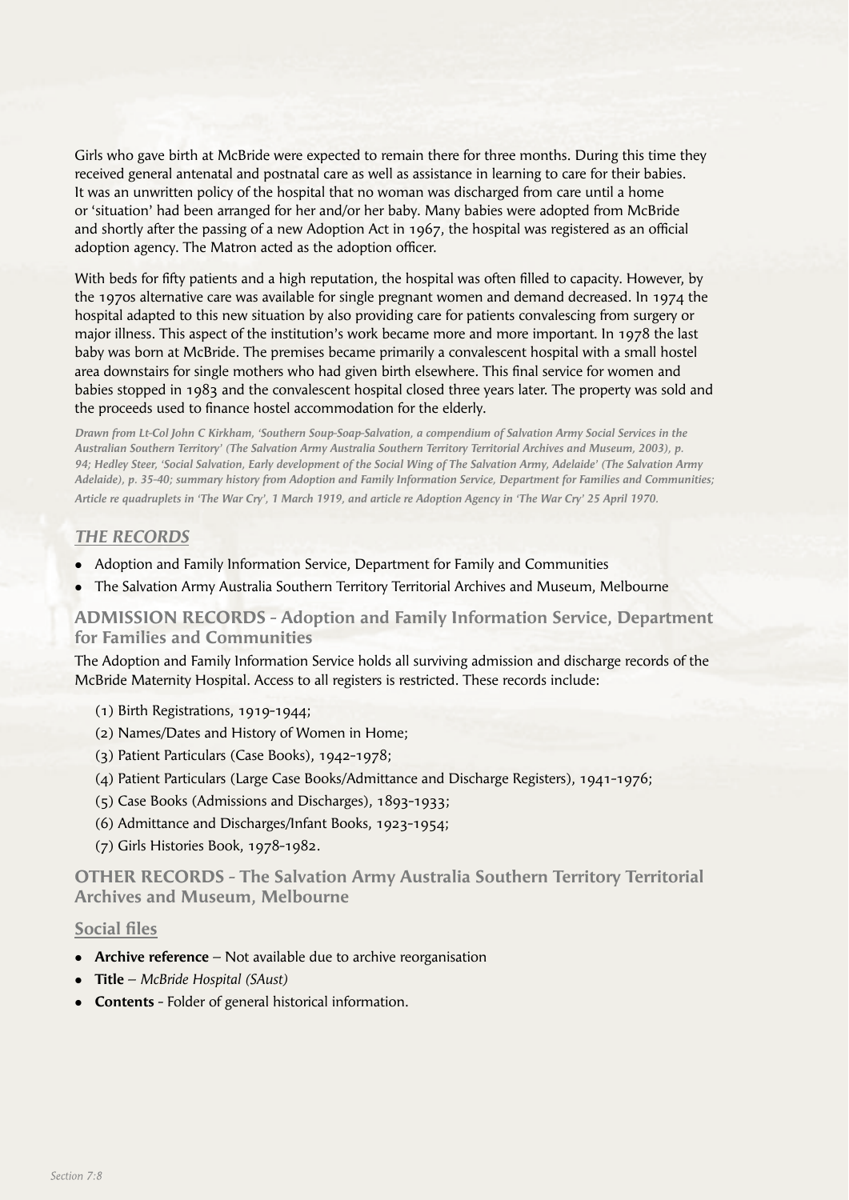Girls who gave birth at McBride were expected to remain there for three months. During this time they received general antenatal and postnatal care as well as assistance in learning to care for their babies. It was an unwritten policy of the hospital that no woman was discharged from care until a home or 'situation' had been arranged for her and/or her baby. Many babies were adopted from McBride and shortly after the passing of a new Adoption Act in 1967, the hospital was registered as an official adoption agency. The Matron acted as the adoption officer.

With beds for fifty patients and a high reputation, the hospital was often filled to capacity. However, by the 1970s alternative care was available for single pregnant women and demand decreased. In 1974 the hospital adapted to this new situation by also providing care for patients convalescing from surgery or major illness. This aspect of the institution's work became more and more important. In 1978 the last baby was born at McBride. The premises became primarily a convalescent hospital with a small hostel area downstairs for single mothers who had given birth elsewhere. This final service for women and babies stopped in 1983 and the convalescent hospital closed three years later. The property was sold and the proceeds used to finance hostel accommodation for the elderly.

***Drawn from Lt-Col John C Kirkham, 'Southern Soup-Soap-Salvation, a compendium of Salvation Army Social Services in the Australian Southern Territory' (The Salvation Army Australia Southern Territory Territorial Archives and Museum, 2003), p. 94; Hedley Steer, 'Social Salvation, Early development of the Social Wing of The Salvation Army, Adelaide' (The Salvation Army Adelaide), p. 35-40; summary history from Adoption and Family Information Service, Department for Families and Communities; Article re quadruplets in 'The War Cry', 1 March 1919, and article re Adoption Agency in 'The War Cry' 25 April 1970.***

## *THE RECORDS*

- Adoption and Family Information Service, Department for Family and Communities
- The Salvation Army Australia Southern Territory Territorial Archives and Museum, Melbourne

### ADMISSION RECORDS - Adoption and Family Information Service, Department for Families and Communities

The Adoption and Family Information Service holds all surviving admission and discharge records of the McBride Maternity Hospital. Access to all registers is restricted. These records include:

(1) Birth Registrations, 1919-1944;
(2) Names/Dates and History of Women in Home;
(3) Patient Particulars (Case Books), 1942-1978;
(4) Patient Particulars (Large Case Books/Admittance and Discharge Registers), 1941-1976;
(5) Case Books (Admissions and Discharges), 1893-1933;
(6) Admittance and Discharges/Infant Books, 1923-1954;
(7) Girls Histories Book, 1978-1982.

### OTHER RECORDS - The Salvation Army Australia Southern Territory Territorial Archives and Museum, Melbourne

#### Social files

- **Archive reference** – Not available due to archive reorganisation
- **Title** – *McBride Hospital (SAust)*
- **Contents** - Folder of general historical information.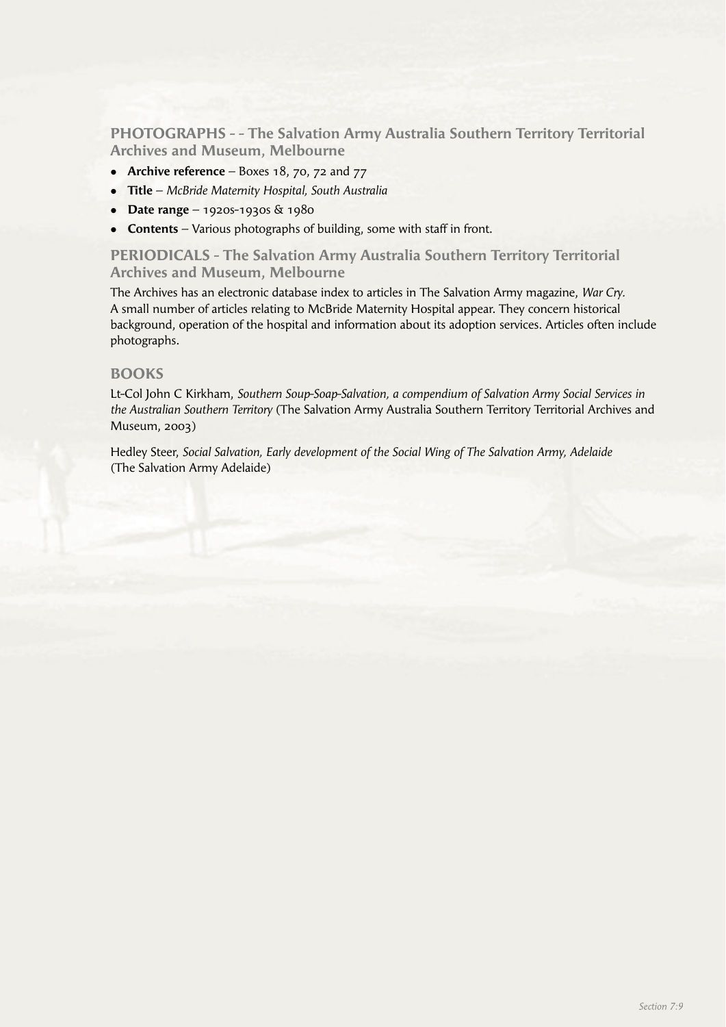## PHOTOGRAPHS – – The Salvation Army Australia Southern Territory Territorial Archives and Museum, Melbourne

- **Archive reference** – Boxes 18, 70, 72 and 77
- **Title** – *McBride Maternity Hospital, South Australia*
- **Date range** – 1920s-1930s & 1980
- **Contents** – Various photographs of building, some with staff in front.

## PERIODICALS – The Salvation Army Australia Southern Territory Territorial Archives and Museum, Melbourne

The Archives has an electronic database index to articles in The Salvation Army magazine, *War Cry.* A small number of articles relating to McBride Maternity Hospital appear. They concern historical background, operation of the hospital and information about its adoption services. Articles often include photographs.

## BOOKS

Lt-Col John C Kirkham, *Southern Soup-Soap-Salvation, a compendium of Salvation Army Social Services in the Australian Southern Territory* (The Salvation Army Australia Southern Territory Territorial Archives and Museum, 2003)

Hedley Steer, *Social Salvation, Early development of the Social Wing of The Salvation Army, Adelaide* (The Salvation Army Adelaide)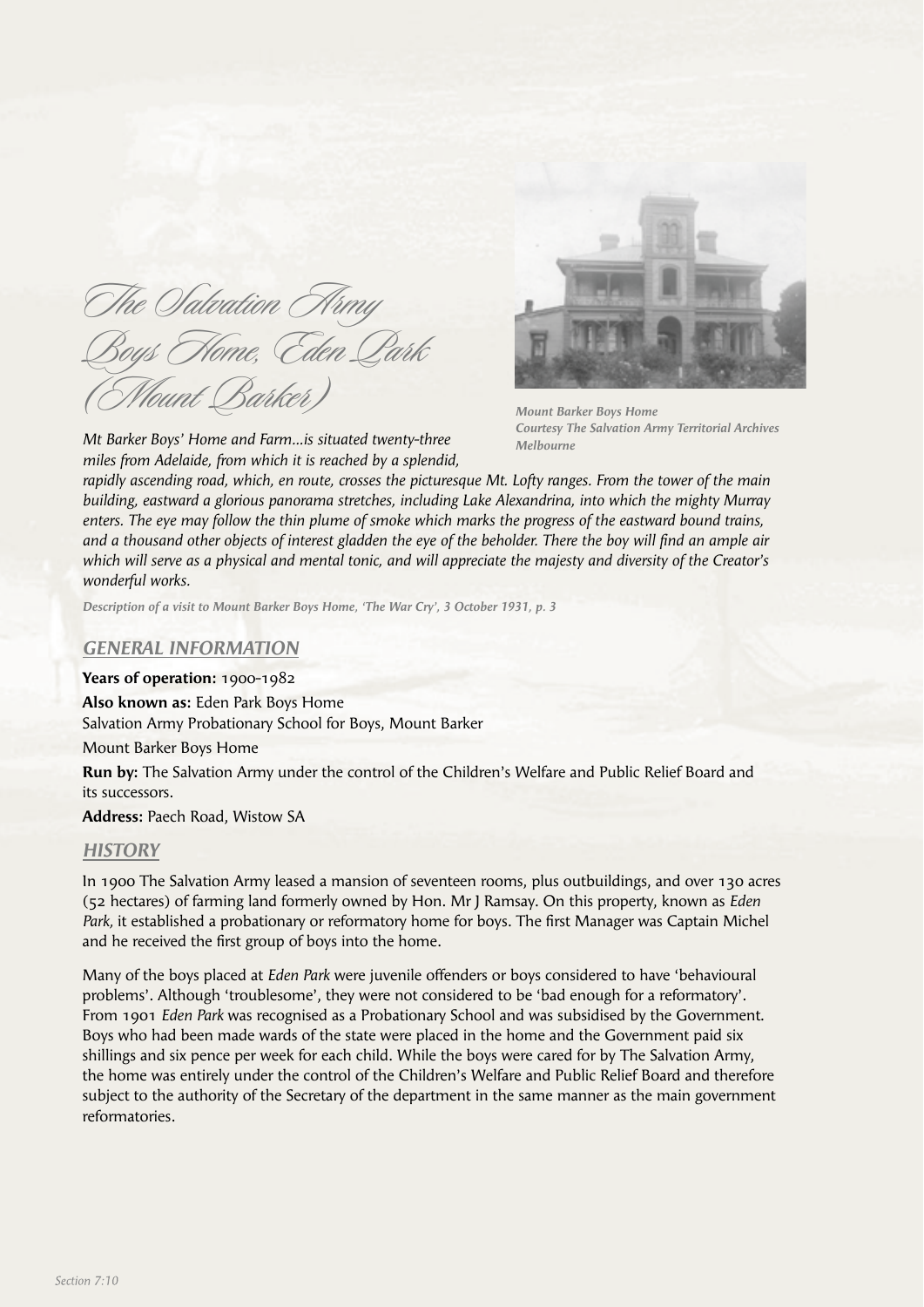# The Salvation Army Boys Home, Eden Park (Mount Barker)

*Mount Barker Boys Home*
*Courtesy The Salvation Army Territorial Archives Melbourne*

*Mt Barker Boys' Home and Farm...is situated twenty-three miles from Adelaide, from which it is reached by a splendid, rapidly ascending road, which, en route, crosses the picturesque Mt. Lofty ranges. From the tower of the main building, eastward a glorious panorama stretches, including Lake Alexandrina, into which the mighty Murray enters. The eye may follow the thin plume of smoke which marks the progress of the eastward bound trains, and a thousand other objects of interest gladden the eye of the beholder. There the boy will find an ample air which will serve as a physical and mental tonic, and will appreciate the majesty and diversity of the Creator's wonderful works.*

*Description of a visit to Mount Barker Boys Home, 'The War Cry', 3 October 1931, p. 3*

## GENERAL INFORMATION

**Years of operation:** 1900-1982

**Also known as:** Eden Park Boys Home
Salvation Army Probationary School for Boys, Mount Barker
Mount Barker Boys Home

**Run by:** The Salvation Army under the control of the Children's Welfare and Public Relief Board and its successors.

**Address:** Paech Road, Wistow SA

## HISTORY

In 1900 The Salvation Army leased a mansion of seventeen rooms, plus outbuildings, and over 130 acres (52 hectares) of farming land formerly owned by Hon. Mr J Ramsay. On this property, known as *Eden Park,* it established a probationary or reformatory home for boys. The first Manager was Captain Michel and he received the first group of boys into the home.

Many of the boys placed at *Eden Park* were juvenile offenders or boys considered to have 'behavioural problems'. Although 'troublesome', they were not considered to be 'bad enough for a reformatory'. From 1901 *Eden Park* was recognised as a Probationary School and was subsidised by the Government. Boys who had been made wards of the state were placed in the home and the Government paid six shillings and six pence per week for each child. While the boys were cared for by The Salvation Army, the home was entirely under the control of the Children's Welfare and Public Relief Board and therefore subject to the authority of the Secretary of the department in the same manner as the main government reformatories.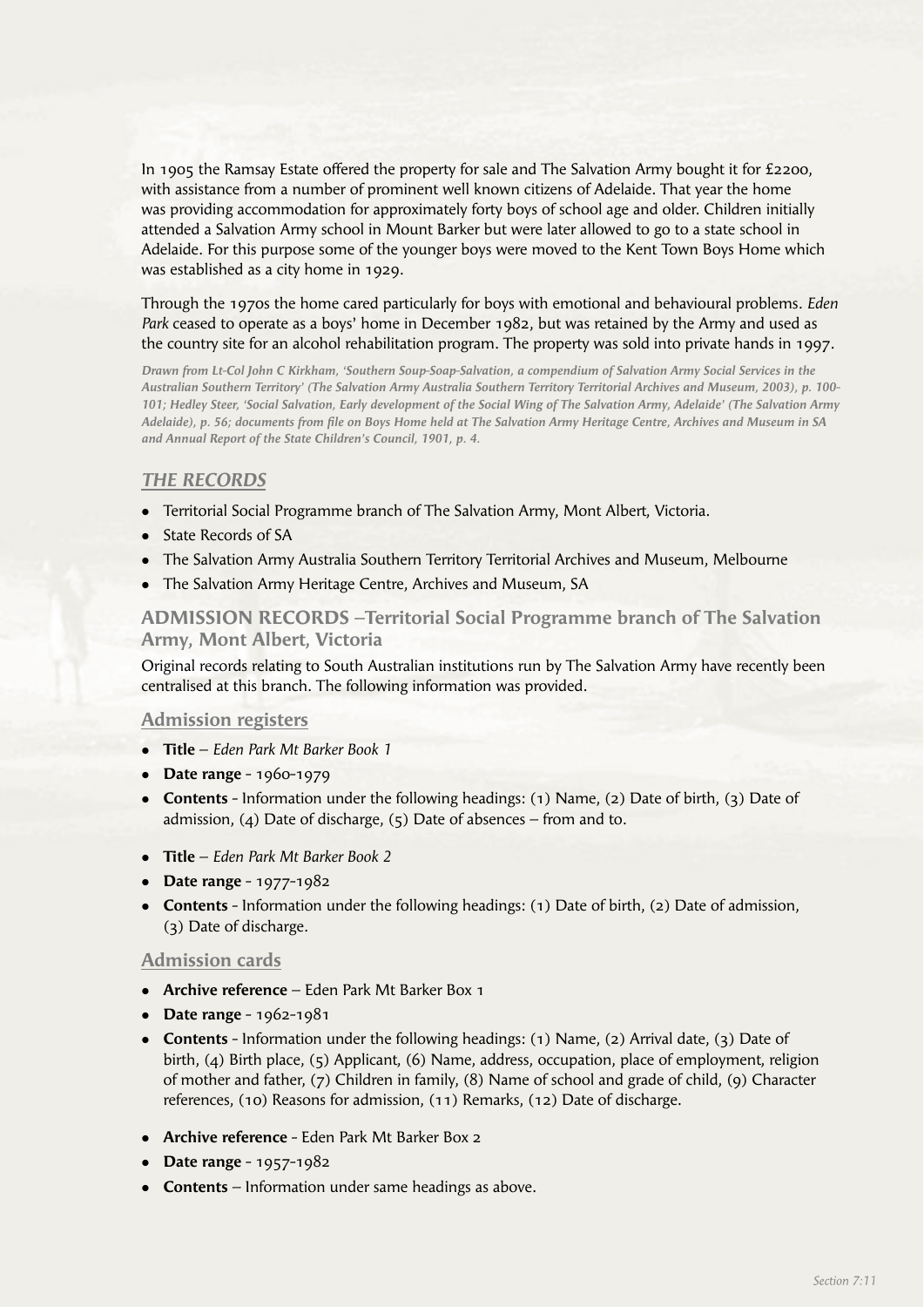In 1905 the Ramsay Estate offered the property for sale and The Salvation Army bought it for £2200, with assistance from a number of prominent well known citizens of Adelaide. That year the home was providing accommodation for approximately forty boys of school age and older. Children initially attended a Salvation Army school in Mount Barker but were later allowed to go to a state school in Adelaide. For this purpose some of the younger boys were moved to the Kent Town Boys Home which was established as a city home in 1929.

Through the 1970s the home cared particularly for boys with emotional and behavioural problems. *Eden Park* ceased to operate as a boys' home in December 1982, but was retained by the Army and used as the country site for an alcohol rehabilitation program. The property was sold into private hands in 1997.

***Drawn from Lt-Col John C Kirkham, 'Southern Soup-Soap-Salvation, a compendium of Salvation Army Social Services in the Australian Southern Territory' (The Salvation Army Australia Southern Territory Territorial Archives and Museum, 2003), p. 100-101; Hedley Steer, 'Social Salvation, Early development of the Social Wing of The Salvation Army, Adelaide' (The Salvation Army Adelaide), p. 56; documents from file on Boys Home held at The Salvation Army Heritage Centre, Archives and Museum in SA and Annual Report of the State Children's Council, 1901, p. 4.***

## *THE RECORDS*

- Territorial Social Programme branch of The Salvation Army, Mont Albert, Victoria.
- State Records of SA
- The Salvation Army Australia Southern Territory Territorial Archives and Museum, Melbourne
- The Salvation Army Heritage Centre, Archives and Museum, SA

### ADMISSION RECORDS –Territorial Social Programme branch of The Salvation Army, Mont Albert, Victoria

Original records relating to South Australian institutions run by The Salvation Army have recently been centralised at this branch. The following information was provided.

#### Admission registers

- **Title** – *Eden Park Mt Barker Book 1*
- **Date range** - 1960-1979
- **Contents** - Information under the following headings: (1) Name, (2) Date of birth, (3) Date of admission, (4) Date of discharge, (5) Date of absences – from and to.

- **Title** – *Eden Park Mt Barker Book 2*
- **Date range** - 1977-1982
- **Contents** - Information under the following headings: (1) Date of birth, (2) Date of admission, (3) Date of discharge.

#### Admission cards

- **Archive reference** – Eden Park Mt Barker Box 1
- **Date range** - 1962-1981
- **Contents** - Information under the following headings: (1) Name, (2) Arrival date, (3) Date of birth, (4) Birth place, (5) Applicant, (6) Name, address, occupation, place of employment, religion of mother and father, (7) Children in family, (8) Name of school and grade of child, (9) Character references, (10) Reasons for admission, (11) Remarks, (12) Date of discharge.

- **Archive reference** - Eden Park Mt Barker Box 2
- **Date range** - 1957-1982
- **Contents** – Information under same headings as above.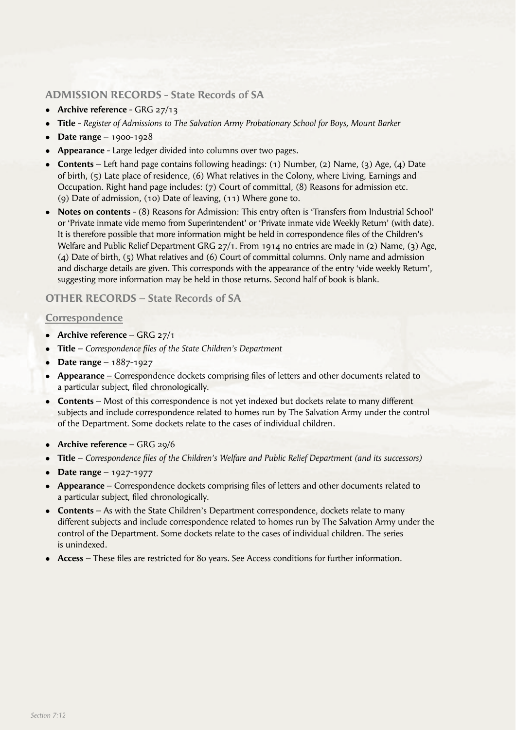## ADMISSION RECORDS - State Records of SA

- **Archive reference** - GRG 27/13
- **Title** - *Register of Admissions to The Salvation Army Probationary School for Boys, Mount Barker*
- **Date range** – 1900-1928
- **Appearance** - Large ledger divided into columns over two pages.
- **Contents** – Left hand page contains following headings: (1) Number, (2) Name, (3) Age, (4) Date of birth, (5) Late place of residence, (6) What relatives in the Colony, where Living, Earnings and Occupation. Right hand page includes: (7) Court of committal, (8) Reasons for admission etc. (9) Date of admission, (10) Date of leaving, (11) Where gone to.
- **Notes on contents** - (8) Reasons for Admission: This entry often is 'Transfers from Industrial School' or 'Private inmate vide memo from Superintendent' or 'Private inmate vide Weekly Return' (with date). It is therefore possible that more information might be held in correspondence files of the Children's Welfare and Public Relief Department GRG 27/1. From 1914 no entries are made in (2) Name, (3) Age, (4) Date of birth, (5) What relatives and (6) Court of committal columns. Only name and admission and discharge details are given. This corresponds with the appearance of the entry 'vide weekly Return', suggesting more information may be held in those returns. Second half of book is blank.

## OTHER RECORDS – State Records of SA

### Correspondence

- **Archive reference** – GRG 27/1
- **Title** – *Correspondence files of the State Children's Department*
- **Date range** – 1887-1927
- **Appearance** – Correspondence dockets comprising files of letters and other documents related to a particular subject, filed chronologically.
- **Contents** – Most of this correspondence is not yet indexed but dockets relate to many different subjects and include correspondence related to homes run by The Salvation Army under the control of the Department. Some dockets relate to the cases of individual children.

- **Archive reference** – GRG 29/6
- **Title** – *Correspondence files of the Children's Welfare and Public Relief Department (and its successors)*
- **Date range** – 1927-1977
- **Appearance** – Correspondence dockets comprising files of letters and other documents related to a particular subject, filed chronologically.
- **Contents** – As with the State Children's Department correspondence, dockets relate to many different subjects and include correspondence related to homes run by The Salvation Army under the control of the Department. Some dockets relate to the cases of individual children. The series is unindexed.
- **Access** – These files are restricted for 80 years. See Access conditions for further information.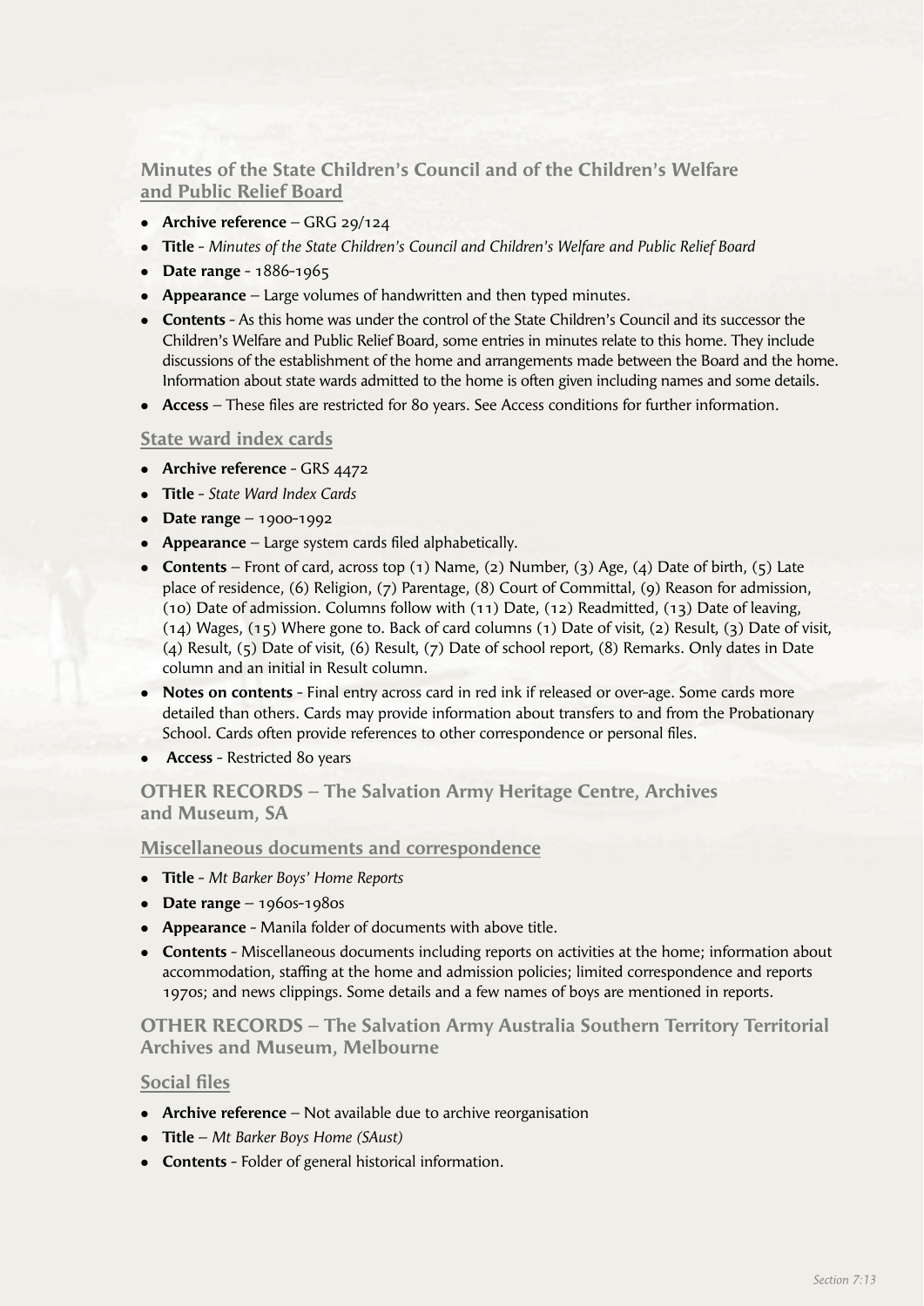## Minutes of the State Children's Council and of the Children's Welfare and Public Relief Board

- **Archive reference** – GRG 29/124
- **Title** - *Minutes of the State Children's Council and Children's Welfare and Public Relief Board*
- **Date range** - 1886-1965
- **Appearance** – Large volumes of handwritten and then typed minutes.
- **Contents** - As this home was under the control of the State Children's Council and its successor the Children's Welfare and Public Relief Board, some entries in minutes relate to this home. They include discussions of the establishment of the home and arrangements made between the Board and the home. Information about state wards admitted to the home is often given including names and some details.
- **Access** – These files are restricted for 80 years. See Access conditions for further information.

### State ward index cards

- **Archive reference** - GRS 4472
- **Title** - *State Ward Index Cards*
- **Date range** – 1900-1992
- **Appearance** – Large system cards filed alphabetically.
- **Contents** – Front of card, across top (1) Name, (2) Number, (3) Age, (4) Date of birth, (5) Late place of residence, (6) Religion, (7) Parentage, (8) Court of Committal, (9) Reason for admission, (10) Date of admission. Columns follow with (11) Date, (12) Readmitted, (13) Date of leaving, (14) Wages, (15) Where gone to. Back of card columns (1) Date of visit, (2) Result, (3) Date of visit, (4) Result, (5) Date of visit, (6) Result, (7) Date of school report, (8) Remarks. Only dates in Date column and an initial in Result column.
- **Notes on contents** - Final entry across card in red ink if released or over-age. Some cards more detailed than others. Cards may provide information about transfers to and from the Probationary School. Cards often provide references to other correspondence or personal files.
- **Access** - Restricted 80 years

## OTHER RECORDS – The Salvation Army Heritage Centre, Archives and Museum, SA

### Miscellaneous documents and correspondence

- **Title** - *Mt Barker Boys' Home Reports*
- **Date range** – 1960s-1980s
- **Appearance** - Manila folder of documents with above title.
- **Contents** - Miscellaneous documents including reports on activities at the home; information about accommodation, staffing at the home and admission policies; limited correspondence and reports 1970s; and news clippings. Some details and a few names of boys are mentioned in reports.

## OTHER RECORDS – The Salvation Army Australia Southern Territory Territorial Archives and Museum, Melbourne

### Social files

- **Archive reference** – Not available due to archive reorganisation
- **Title** – *Mt Barker Boys Home (SAust)*
- **Contents** - Folder of general historical information.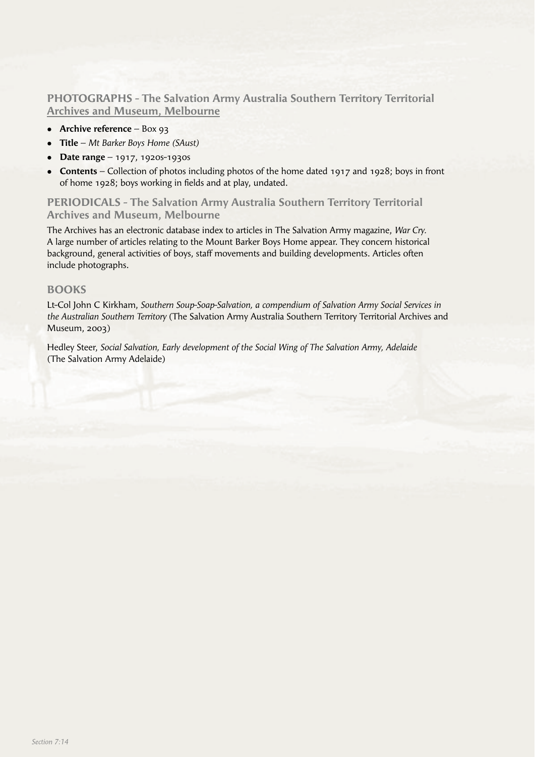## PHOTOGRAPHS - The Salvation Army Australia Southern Territory Territorial Archives and Museum, Melbourne

- **Archive reference** – Box 93
- **Title** – *Mt Barker Boys Home (SAust)*
- **Date range** – 1917, 1920s-1930s
- **Contents** – Collection of photos including photos of the home dated 1917 and 1928; boys in front of home 1928; boys working in fields and at play, undated.

## PERIODICALS - The Salvation Army Australia Southern Territory Territorial Archives and Museum, Melbourne

The Archives has an electronic database index to articles in The Salvation Army magazine, *War Cry.* A large number of articles relating to the Mount Barker Boys Home appear. They concern historical background, general activities of boys, staff movements and building developments. Articles often include photographs.

## BOOKS

Lt-Col John C Kirkham, *Southern Soup-Soap-Salvation, a compendium of Salvation Army Social Services in the Australian Southern Territory* (The Salvation Army Australia Southern Territory Territorial Archives and Museum, 2003)

Hedley Steer, *Social Salvation, Early development of the Social Wing of The Salvation Army, Adelaide* (The Salvation Army Adelaide)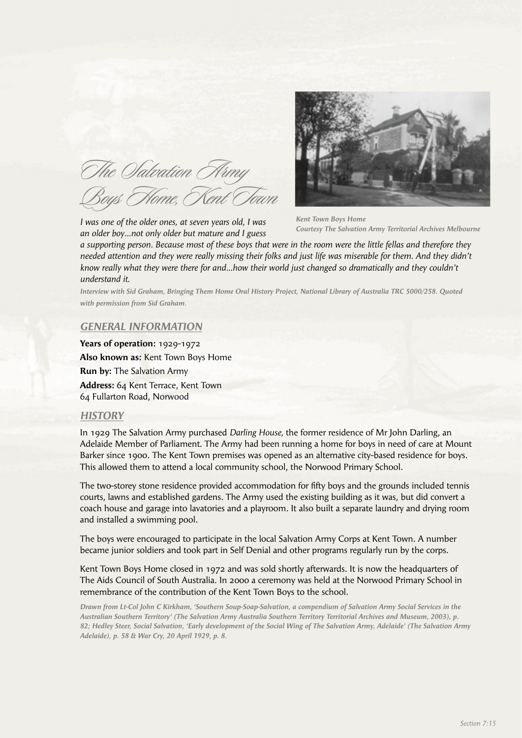# The Salvation Army Boys Home, Kent Town

Kent Town Boys Home
Courtesy The Salvation Army Territorial Archives Melbourne

*I was one of the older ones, at seven years old, I was an older boy...not only older but mature and I guess a supporting person. Because most of these boys that were in the room were the little fellas and therefore they needed attention and they were really missing their folks and just life was miserable for them. And they didn't know really what they were there for and...how their world just changed so dramatically and they couldn't understand it.*

Interview with Sid Graham, Bringing Them Home Oral History Project, National Library of Australia TRC 5000/258. Quoted with permission from Sid Graham.

## GENERAL INFORMATION

**Years of operation:** 1929-1972

**Also known as:** Kent Town Boys Home

**Run by:** The Salvation Army

**Address:** 64 Kent Terrace, Kent Town
64 Fullarton Road, Norwood

## HISTORY

In 1929 The Salvation Army purchased *Darling House,* the former residence of Mr John Darling, an Adelaide Member of Parliament. The Army had been running a home for boys in need of care at Mount Barker since 1900. The Kent Town premises was opened as an alternative city-based residence for boys. This allowed them to attend a local community school, the Norwood Primary School.

The two-storey stone residence provided accommodation for fifty boys and the grounds included tennis courts, lawns and established gardens. The Army used the existing building as it was, but did convert a coach house and garage into lavatories and a playroom. It also built a separate laundry and drying room and installed a swimming pool.

The boys were encouraged to participate in the local Salvation Army Corps at Kent Town. A number became junior soldiers and took part in Self Denial and other programs regularly run by the corps.

Kent Town Boys Home closed in 1972 and was sold shortly afterwards. It is now the headquarters of The Aids Council of South Australia. In 2000 a ceremony was held at the Norwood Primary School in remembrance of the contribution of the Kent Town Boys to the school.

Drawn from Lt-Col John C Kirkham, 'Southern Soup-Soap-Salvation, a compendium of Salvation Army Social Services in the Australian Southern Territory' (The Salvation Army Australia Southern Territory Territorial Archives and Museum, 2003), p. 82; Hedley Steer, Social Salvation, 'Early development of the Social Wing of The Salvation Army, Adelaide' (The Salvation Army Adelaide), p. 58 & War Cry, 20 April 1929, p. 8.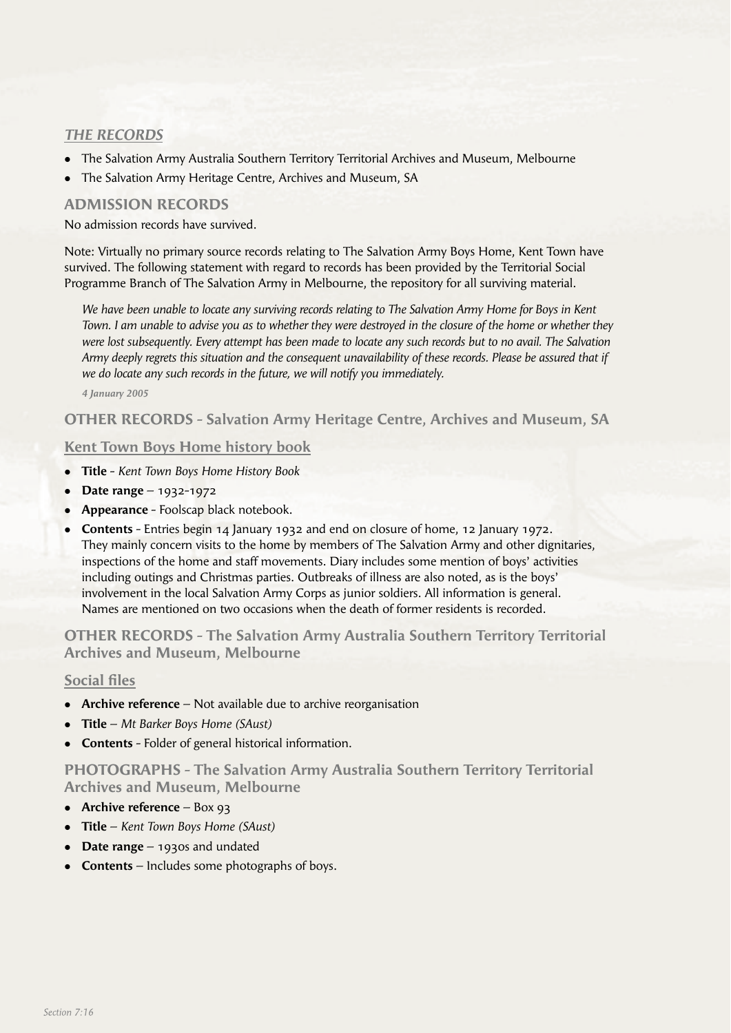## *THE RECORDS*

- The Salvation Army Australia Southern Territory Territorial Archives and Museum, Melbourne
- The Salvation Army Heritage Centre, Archives and Museum, SA

### ADMISSION RECORDS

No admission records have survived.

Note: Virtually no primary source records relating to The Salvation Army Boys Home, Kent Town have survived. The following statement with regard to records has been provided by the Territorial Social Programme Branch of The Salvation Army in Melbourne, the repository for all surviving material.

> *We have been unable to locate any surviving records relating to The Salvation Army Home for Boys in Kent Town. I am unable to advise you as to whether they were destroyed in the closure of the home or whether they were lost subsequently. Every attempt has been made to locate any such records but to no avail. The Salvation Army deeply regrets this situation and the consequent unavailability of these records. Please be assured that if we do locate any such records in the future, we will notify you immediately.*
>
> ***4 January 2005***

### OTHER RECORDS - Salvation Army Heritage Centre, Archives and Museum, SA

#### Kent Town Boys Home history book

- **Title** - *Kent Town Boys Home History Book*
- **Date range** – 1932-1972
- **Appearance** - Foolscap black notebook.
- **Contents** - Entries begin 14 January 1932 and end on closure of home, 12 January 1972. They mainly concern visits to the home by members of The Salvation Army and other dignitaries, inspections of the home and staff movements. Diary includes some mention of boys' activities including outings and Christmas parties. Outbreaks of illness are also noted, as is the boys' involvement in the local Salvation Army Corps as junior soldiers. All information is general. Names are mentioned on two occasions when the death of former residents is recorded.

### OTHER RECORDS - The Salvation Army Australia Southern Territory Territorial Archives and Museum, Melbourne

#### Social files

- **Archive reference** – Not available due to archive reorganisation
- **Title** – *Mt Barker Boys Home (SAust)*
- **Contents** - Folder of general historical information.

### PHOTOGRAPHS - The Salvation Army Australia Southern Territory Territorial Archives and Museum, Melbourne

- **Archive reference** – Box 93
- **Title** – *Kent Town Boys Home (SAust)*
- **Date range** – 1930s and undated
- **Contents** – Includes some photographs of boys.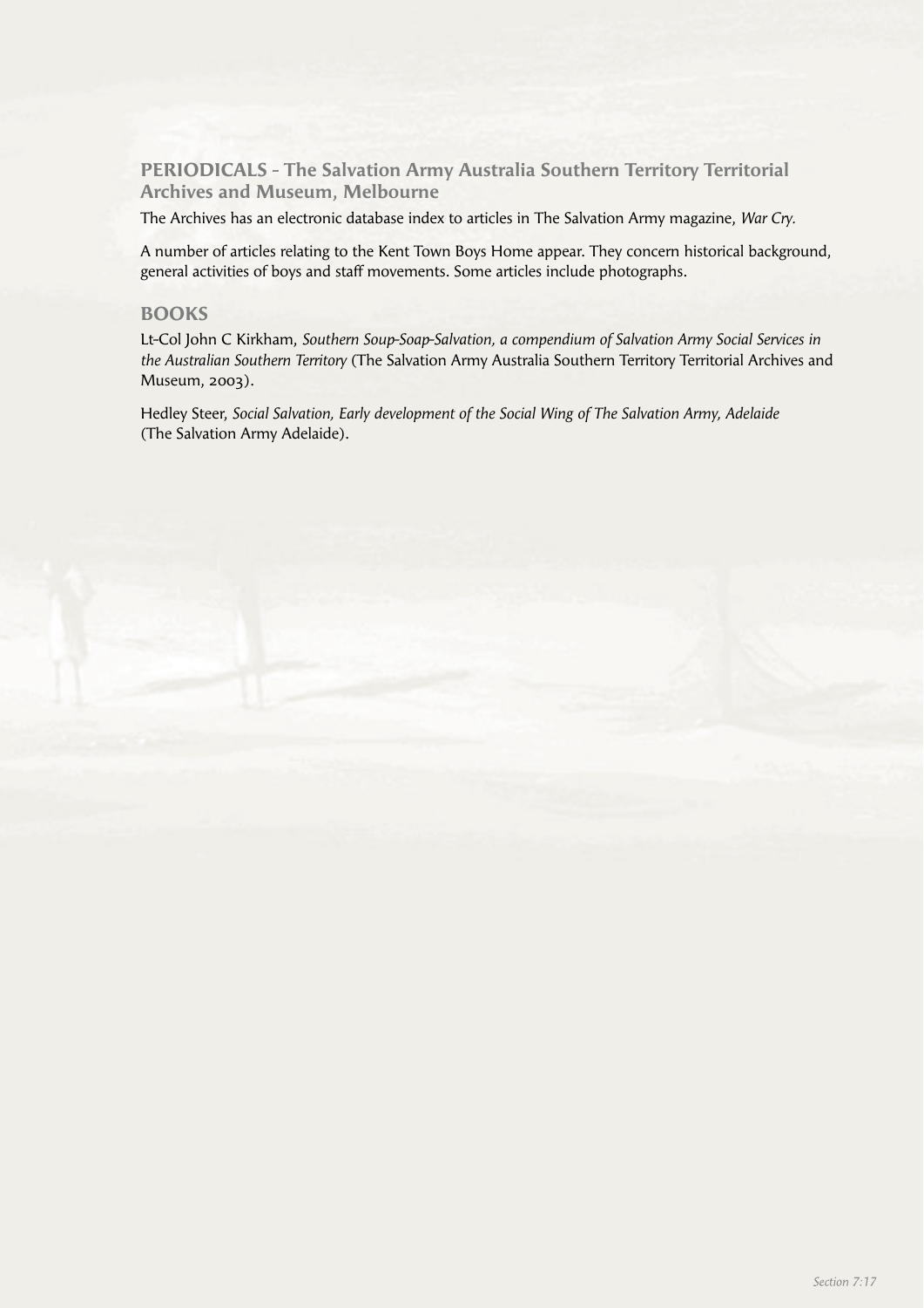## PERIODICALS - The Salvation Army Australia Southern Territory Territorial Archives and Museum, Melbourne

The Archives has an electronic database index to articles in The Salvation Army magazine, *War Cry.*

A number of articles relating to the Kent Town Boys Home appear. They concern historical background, general activities of boys and staff movements. Some articles include photographs.

## BOOKS

Lt-Col John C Kirkham, *Southern Soup-Soap-Salvation, a compendium of Salvation Army Social Services in the Australian Southern Territory* (The Salvation Army Australia Southern Territory Territorial Archives and Museum, 2003).

Hedley Steer, *Social Salvation, Early development of the Social Wing of The Salvation Army, Adelaide* (The Salvation Army Adelaide).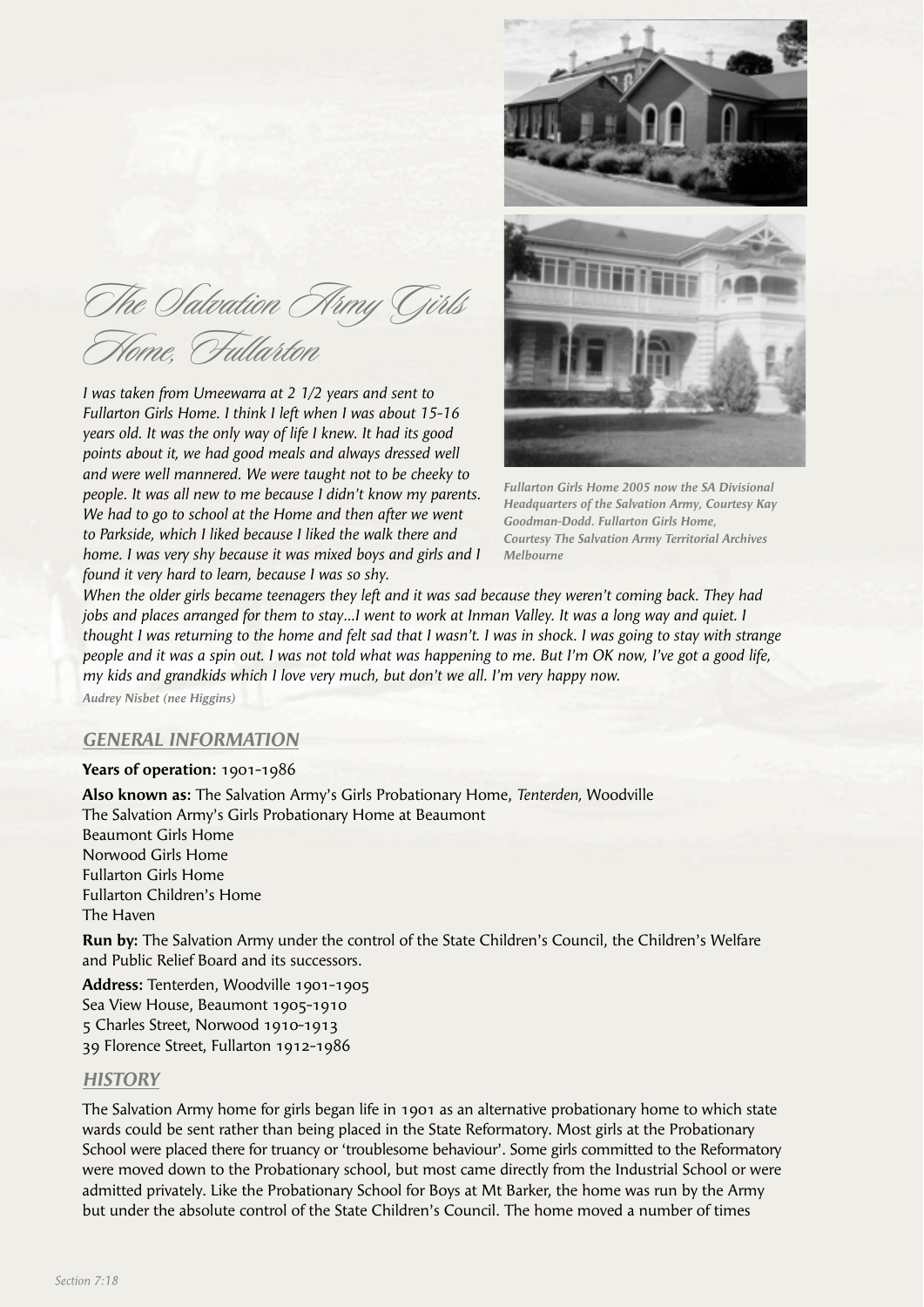# The Salvation Army Girls Home, Fullarton

*I was taken from Umeewarra at 2 1/2 years and sent to Fullarton Girls Home. I think I left when I was about 15-16 years old. It was the only way of life I knew. It had its good points about it, we had good meals and always dressed well and were well mannered. We were taught not to be cheeky to people. It was all new to me because I didn't know my parents. We had to go to school at the Home and then after we went to Parkside, which I liked because I liked the walk there and home. I was very shy because it was mixed boys and girls and I found it very hard to learn, because I was so shy.*

*When the older girls became teenagers they left and it was sad because they weren't coming back. They had jobs and places arranged for them to stay...I went to work at Inman Valley. It was a long way and quiet. I thought I was returning to the home and felt sad that I wasn't. I was in shock. I was going to stay with strange people and it was a spin out. I was not told what was happening to me. But I'm OK now, I've got a good life, my kids and grandkids which I love very much, but don't we all. I'm very happy now.*

***Audrey Nisbet (nee Higgins)***

***Fullarton Girls Home 2005 now the SA Divisional Headquarters of the Salvation Army, Courtesy Kay Goodman-Dodd. Fullarton Girls Home, Courtesy The Salvation Army Territorial Archives Melbourne***

## GENERAL INFORMATION

**Years of operation:** 1901-1986

**Also known as:** The Salvation Army's Girls Probationary Home, *Tenterden,* Woodville
The Salvation Army's Girls Probationary Home at Beaumont
Beaumont Girls Home
Norwood Girls Home
Fullarton Girls Home
Fullarton Children's Home
The Haven

**Run by:** The Salvation Army under the control of the State Children's Council, the Children's Welfare and Public Relief Board and its successors.

**Address:** Tenterden, Woodville 1901-1905
Sea View House, Beaumont 1905-1910
5 Charles Street, Norwood 1910-1913
39 Florence Street, Fullarton 1912-1986

## HISTORY

The Salvation Army home for girls began life in 1901 as an alternative probationary home to which state wards could be sent rather than being placed in the State Reformatory. Most girls at the Probationary School were placed there for truancy or 'troublesome behaviour'. Some girls committed to the Reformatory were moved down to the Probationary school, but most came directly from the Industrial School or were admitted privately. Like the Probationary School for Boys at Mt Barker, the home was run by the Army but under the absolute control of the State Children's Council. The home moved a number of times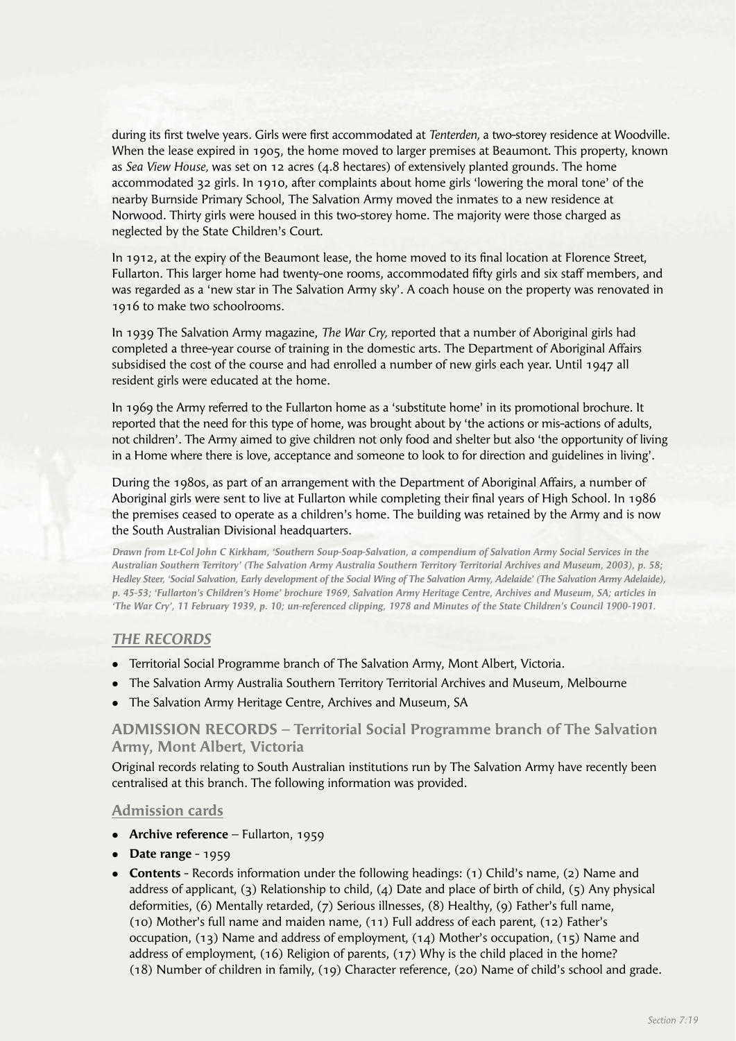during its first twelve years. Girls were first accommodated at *Tenterden,* a two-storey residence at Woodville. When the lease expired in 1905, the home moved to larger premises at Beaumont. This property, known as *Sea View House,* was set on 12 acres (4.8 hectares) of extensively planted grounds. The home accommodated 32 girls. In 1910, after complaints about home girls 'lowering the moral tone' of the nearby Burnside Primary School, The Salvation Army moved the inmates to a new residence at Norwood. Thirty girls were housed in this two-storey home. The majority were those charged as neglected by the State Children's Court.

In 1912, at the expiry of the Beaumont lease, the home moved to its final location at Florence Street, Fullarton. This larger home had twenty-one rooms, accommodated fifty girls and six staff members, and was regarded as a 'new star in The Salvation Army sky'. A coach house on the property was renovated in 1916 to make two schoolrooms.

In 1939 The Salvation Army magazine, *The War Cry,* reported that a number of Aboriginal girls had completed a three-year course of training in the domestic arts. The Department of Aboriginal Affairs subsidised the cost of the course and had enrolled a number of new girls each year. Until 1947 all resident girls were educated at the home.

In 1969 the Army referred to the Fullarton home as a 'substitute home' in its promotional brochure. It reported that the need for this type of home, was brought about by 'the actions or mis-actions of adults, not children'. The Army aimed to give children not only food and shelter but also 'the opportunity of living in a Home where there is love, acceptance and someone to look to for direction and guidelines in living'.

During the 1980s, as part of an arrangement with the Department of Aboriginal Affairs, a number of Aboriginal girls were sent to live at Fullarton while completing their final years of High School. In 1986 the premises ceased to operate as a children's home. The building was retained by the Army and is now the South Australian Divisional headquarters.

***Drawn from Lt-Col John C Kirkham, 'Southern Soup-Soap-Salvation, a compendium of Salvation Army Social Services in the Australian Southern Territory' (The Salvation Army Australia Southern Territory Territorial Archives and Museum, 2003), p. 58; Hedley Steer, 'Social Salvation, Early development of the Social Wing of The Salvation Army, Adelaide' (The Salvation Army Adelaide), p. 45-53; 'Fullarton's Children's Home' brochure 1969, Salvation Army Heritage Centre, Archives and Museum, SA; articles in 'The War Cry', 11 February 1939, p. 10; un-referenced clipping, 1978 and Minutes of the State Children's Council 1900-1901.***

## *THE RECORDS*

- Territorial Social Programme branch of The Salvation Army, Mont Albert, Victoria.
- The Salvation Army Australia Southern Territory Territorial Archives and Museum, Melbourne
- The Salvation Army Heritage Centre, Archives and Museum, SA

### ADMISSION RECORDS – Territorial Social Programme branch of The Salvation Army, Mont Albert, Victoria

Original records relating to South Australian institutions run by The Salvation Army have recently been centralised at this branch. The following information was provided.

#### Admission cards

- **Archive reference** – Fullarton, 1959
- **Date range** - 1959
- **Contents** - Records information under the following headings: (1) Child's name, (2) Name and address of applicant, (3) Relationship to child, (4) Date and place of birth of child, (5) Any physical deformities, (6) Mentally retarded, (7) Serious illnesses, (8) Healthy, (9) Father's full name, (10) Mother's full name and maiden name, (11) Full address of each parent, (12) Father's occupation, (13) Name and address of employment, (14) Mother's occupation, (15) Name and address of employment, (16) Religion of parents, (17) Why is the child placed in the home? (18) Number of children in family, (19) Character reference, (20) Name of child's school and grade.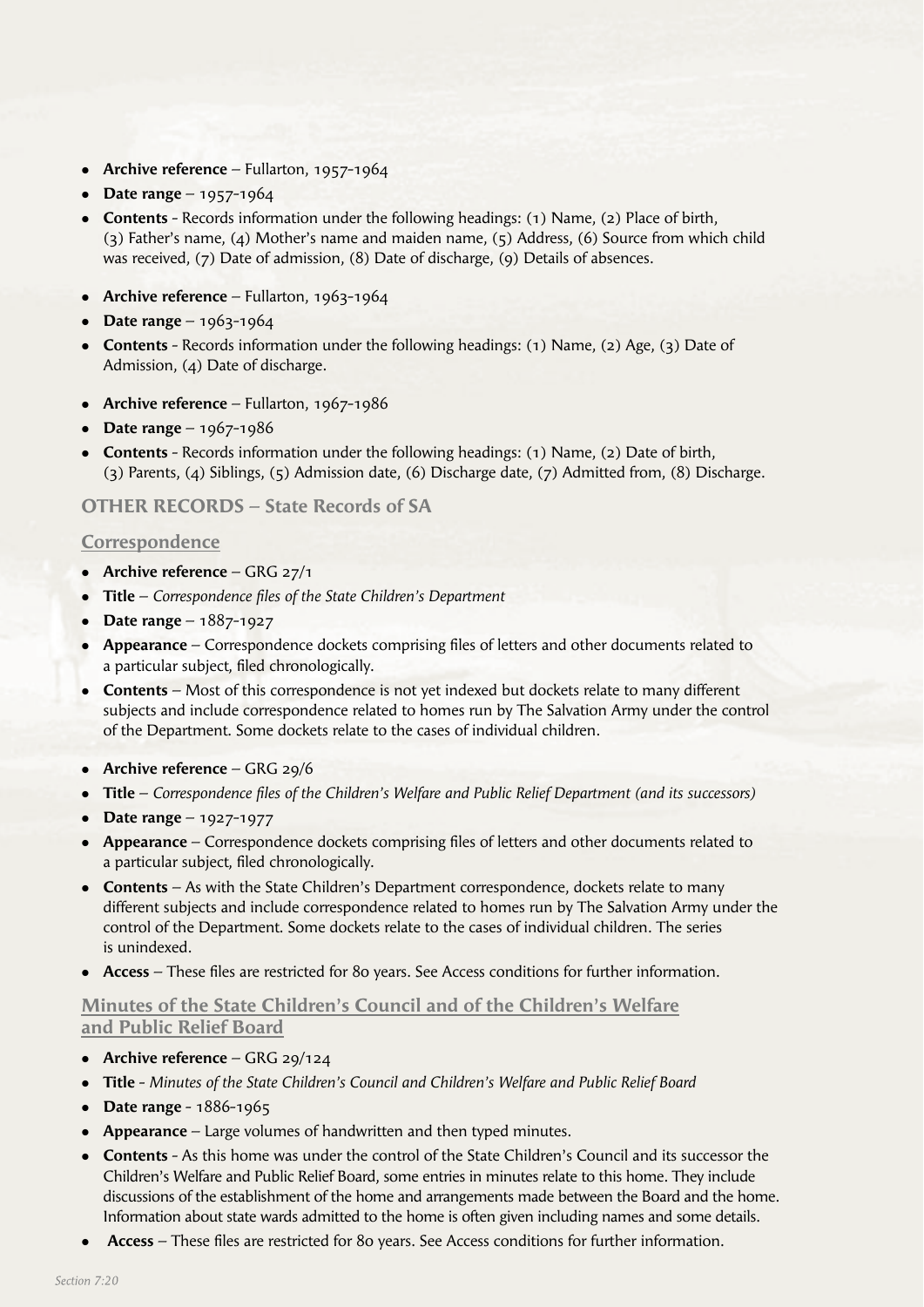- **Archive reference** – Fullarton, 1957-1964
- **Date range** – 1957-1964
- **Contents** - Records information under the following headings: (1) Name, (2) Place of birth, (3) Father's name, (4) Mother's name and maiden name, (5) Address, (6) Source from which child was received, (7) Date of admission, (8) Date of discharge, (9) Details of absences.

- **Archive reference** – Fullarton, 1963-1964
- **Date range** – 1963-1964
- **Contents** - Records information under the following headings: (1) Name, (2) Age, (3) Date of Admission, (4) Date of discharge.

- **Archive reference** – Fullarton, 1967-1986
- **Date range** – 1967-1986
- **Contents** - Records information under the following headings: (1) Name, (2) Date of birth, (3) Parents, (4) Siblings, (5) Admission date, (6) Discharge date, (7) Admitted from, (8) Discharge.

## OTHER RECORDS – State Records of SA

### Correspondence

- **Archive reference** – GRG 27/1
- **Title** – *Correspondence files of the State Children's Department*
- **Date range** – 1887-1927
- **Appearance** – Correspondence dockets comprising files of letters and other documents related to a particular subject, filed chronologically.
- **Contents** – Most of this correspondence is not yet indexed but dockets relate to many different subjects and include correspondence related to homes run by The Salvation Army under the control of the Department. Some dockets relate to the cases of individual children.

- **Archive reference** – GRG 29/6
- **Title** – *Correspondence files of the Children's Welfare and Public Relief Department (and its successors)*
- **Date range** – 1927-1977
- **Appearance** – Correspondence dockets comprising files of letters and other documents related to a particular subject, filed chronologically.
- **Contents** – As with the State Children's Department correspondence, dockets relate to many different subjects and include correspondence related to homes run by The Salvation Army under the control of the Department. Some dockets relate to the cases of individual children. The series is unindexed.
- **Access** – These files are restricted for 80 years. See Access conditions for further information.

### Minutes of the State Children's Council and of the Children's Welfare and Public Relief Board

- **Archive reference** – GRG 29/124
- **Title** - *Minutes of the State Children's Council and Children's Welfare and Public Relief Board*
- **Date range** - 1886-1965
- **Appearance** – Large volumes of handwritten and then typed minutes.
- **Contents** - As this home was under the control of the State Children's Council and its successor the Children's Welfare and Public Relief Board, some entries in minutes relate to this home. They include discussions of the establishment of the home and arrangements made between the Board and the home. Information about state wards admitted to the home is often given including names and some details.
- **Access** – These files are restricted for 80 years. See Access conditions for further information.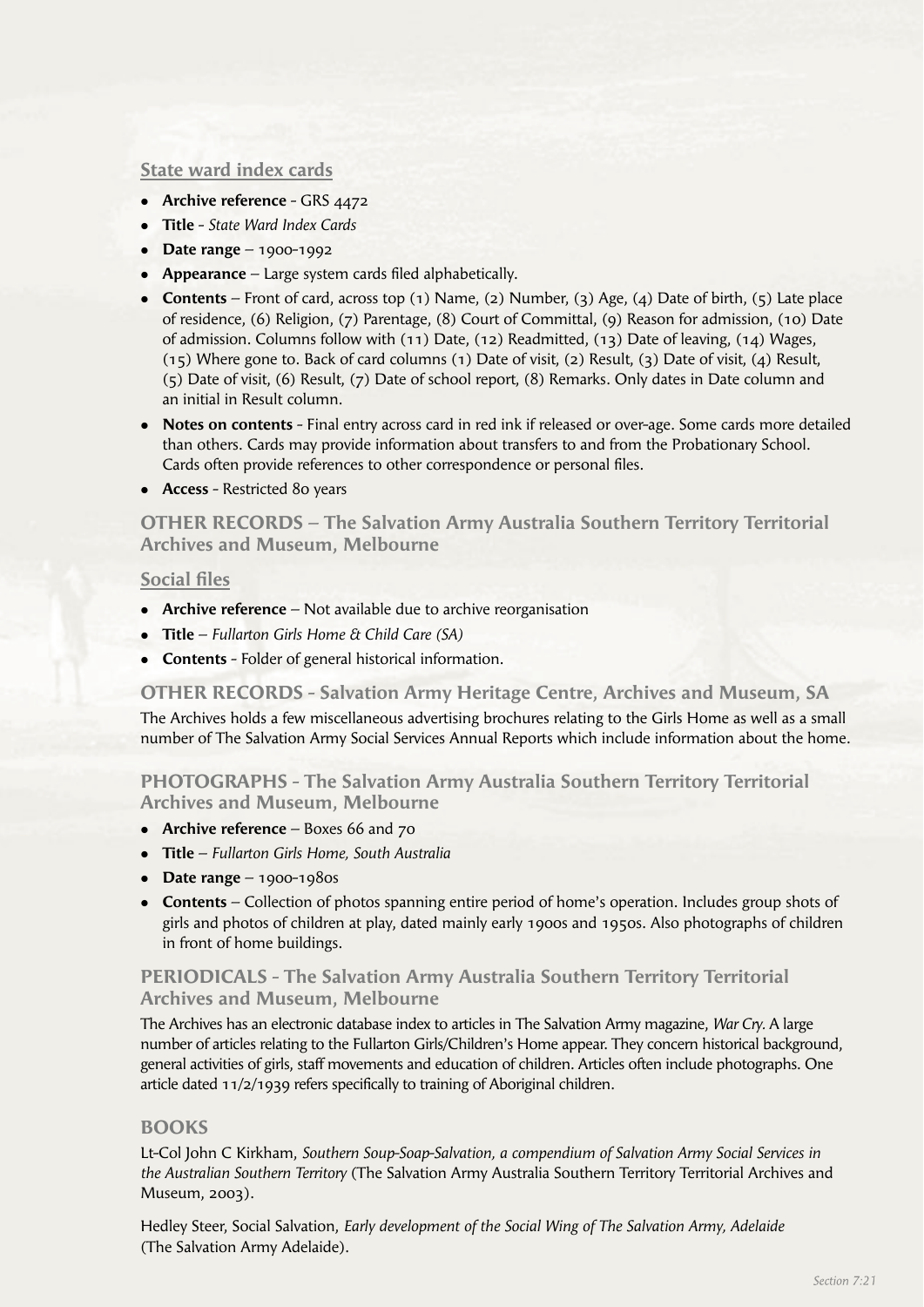### State ward index cards

- **Archive reference** - GRS 4472
- **Title** - *State Ward Index Cards*
- **Date range** – 1900-1992
- **Appearance** – Large system cards filed alphabetically.
- **Contents** – Front of card, across top (1) Name, (2) Number, (3) Age, (4) Date of birth, (5) Late place of residence, (6) Religion, (7) Parentage, (8) Court of Committal, (9) Reason for admission, (10) Date of admission. Columns follow with (11) Date, (12) Readmitted, (13) Date of leaving, (14) Wages, (15) Where gone to. Back of card columns (1) Date of visit, (2) Result, (3) Date of visit, (4) Result, (5) Date of visit, (6) Result, (7) Date of school report, (8) Remarks. Only dates in Date column and an initial in Result column.
- **Notes on contents** - Final entry across card in red ink if released or over-age. Some cards more detailed than others. Cards may provide information about transfers to and from the Probationary School. Cards often provide references to other correspondence or personal files.
- **Access** - Restricted 80 years

## OTHER RECORDS – The Salvation Army Australia Southern Territory Territorial Archives and Museum, Melbourne

### Social files

- **Archive reference** – Not available due to archive reorganisation
- **Title** – *Fullarton Girls Home & Child Care (SA)*
- **Contents** - Folder of general historical information.

## OTHER RECORDS - Salvation Army Heritage Centre, Archives and Museum, SA

The Archives holds a few miscellaneous advertising brochures relating to the Girls Home as well as a small number of The Salvation Army Social Services Annual Reports which include information about the home.

## PHOTOGRAPHS - The Salvation Army Australia Southern Territory Territorial Archives and Museum, Melbourne

- **Archive reference** – Boxes 66 and 70
- **Title** – *Fullarton Girls Home, South Australia*
- **Date range** – 1900-1980s
- **Contents** – Collection of photos spanning entire period of home's operation. Includes group shots of girls and photos of children at play, dated mainly early 1900s and 1950s. Also photographs of children in front of home buildings.

## PERIODICALS - The Salvation Army Australia Southern Territory Territorial Archives and Museum, Melbourne

The Archives has an electronic database index to articles in The Salvation Army magazine, *War Cry*. A large number of articles relating to the Fullarton Girls/Children's Home appear. They concern historical background, general activities of girls, staff movements and education of children. Articles often include photographs. One article dated 11/2/1939 refers specifically to training of Aboriginal children.

## BOOKS

Lt-Col John C Kirkham, *Southern Soup-Soap-Salvation, a compendium of Salvation Army Social Services in the Australian Southern Territory* (The Salvation Army Australia Southern Territory Territorial Archives and Museum, 2003).

Hedley Steer, Social Salvation, *Early development of the Social Wing of The Salvation Army, Adelaide* (The Salvation Army Adelaide).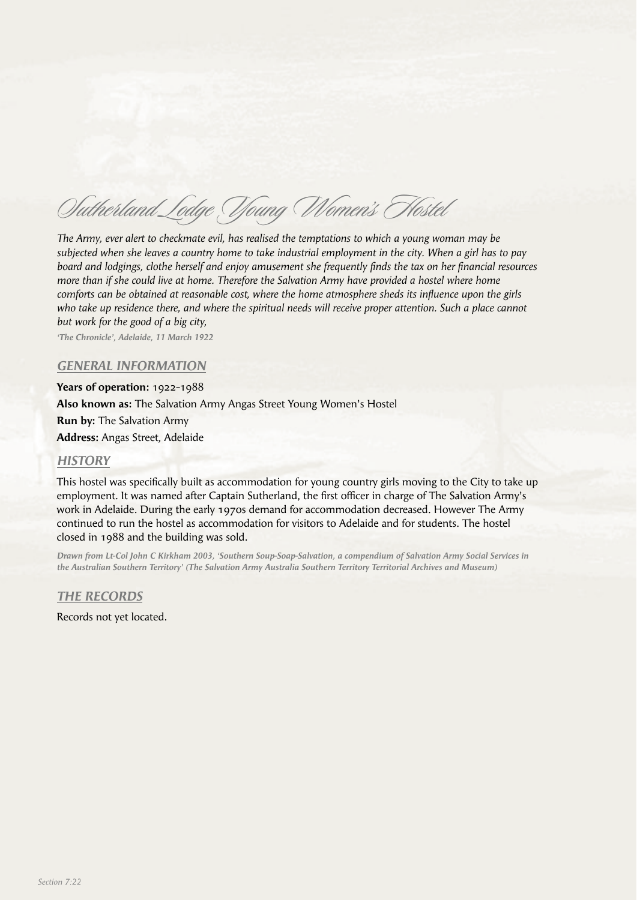# Sutherland Lodge Young Women's Hostel

*The Army, ever alert to checkmate evil, has realised the temptations to which a young woman may be subjected when she leaves a country home to take industrial employment in the city. When a girl has to pay board and lodgings, clothe herself and enjoy amusement she frequently finds the tax on her financial resources more than if she could live at home. Therefore the Salvation Army have provided a hostel where home comforts can be obtained at reasonable cost, where the home atmosphere sheds its influence upon the girls who take up residence there, and where the spiritual needs will receive proper attention. Such a place cannot but work for the good of a big city,*

*'The Chronicle', Adelaide, 11 March 1922*

## GENERAL INFORMATION

**Years of operation:** 1922-1988

**Also known as:** The Salvation Army Angas Street Young Women's Hostel

**Run by:** The Salvation Army

**Address:** Angas Street, Adelaide

## HISTORY

This hostel was specifically built as accommodation for young country girls moving to the City to take up employment. It was named after Captain Sutherland, the first officer in charge of The Salvation Army's work in Adelaide. During the early 1970s demand for accommodation decreased. However The Army continued to run the hostel as accommodation for visitors to Adelaide and for students. The hostel closed in 1988 and the building was sold.

*Drawn from Lt-Col John C Kirkham 2003, 'Southern Soup-Soap-Salvation, a compendium of Salvation Army Social Services in the Australian Southern Territory' (The Salvation Army Australia Southern Territory Territorial Archives and Museum)*

## THE RECORDS

Records not yet located.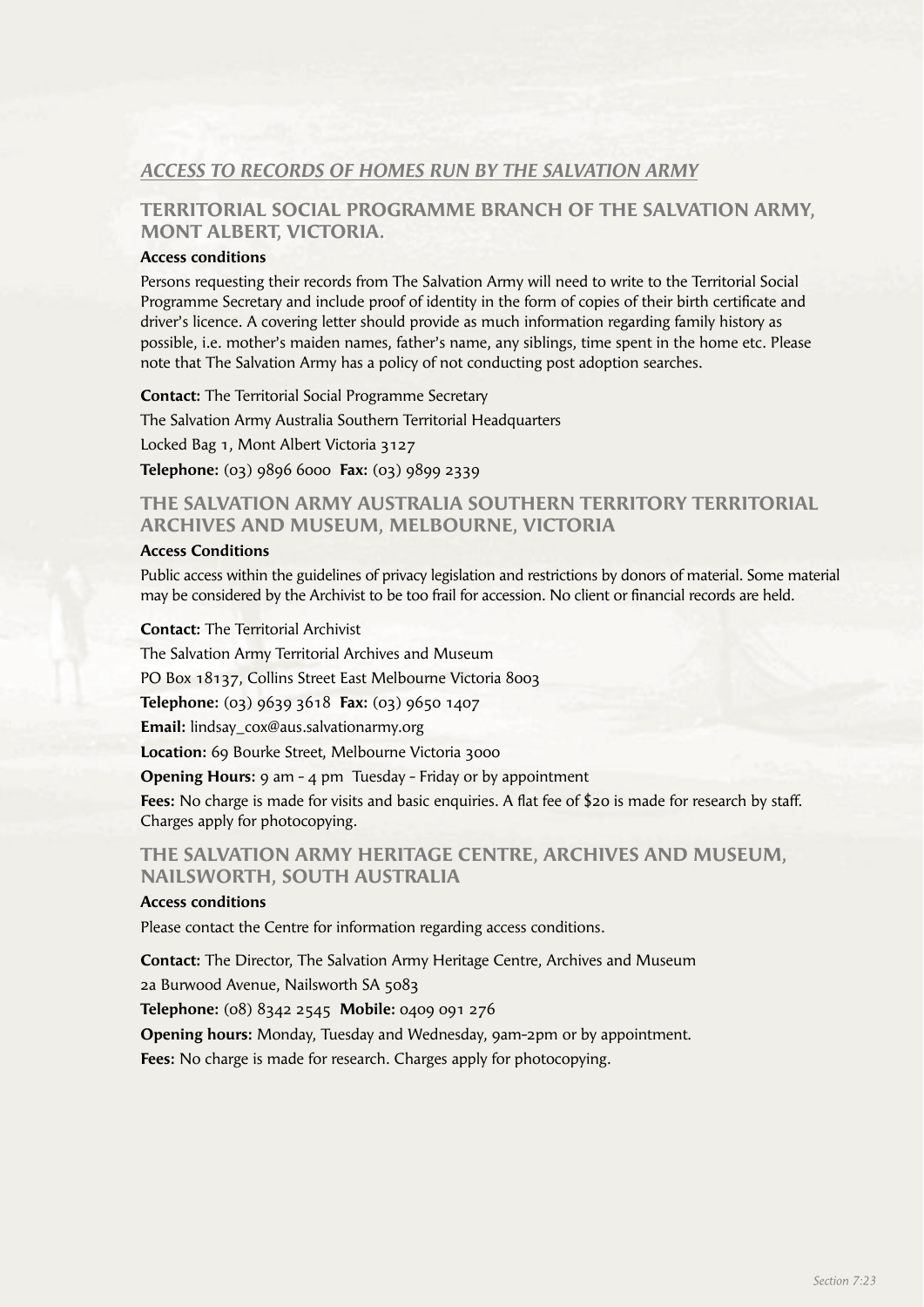## *ACCESS TO RECORDS OF HOMES RUN BY THE SALVATION ARMY*

### TERRITORIAL SOCIAL PROGRAMME BRANCH OF THE SALVATION ARMY, MONT ALBERT, VICTORIA.

**Access conditions**

Persons requesting their records from The Salvation Army will need to write to the Territorial Social Programme Secretary and include proof of identity in the form of copies of their birth certificate and driver's licence. A covering letter should provide as much information regarding family history as possible, i.e. mother's maiden names, father's name, any siblings, time spent in the home etc. Please note that The Salvation Army has a policy of not conducting post adoption searches.

**Contact:** The Territorial Social Programme Secretary

The Salvation Army Australia Southern Territorial Headquarters

Locked Bag 1, Mont Albert Victoria 3127

**Telephone:** (03) 9896 6000 **Fax:** (03) 9899 2339

### THE SALVATION ARMY AUSTRALIA SOUTHERN TERRITORY TERRITORIAL ARCHIVES AND MUSEUM, MELBOURNE, VICTORIA

**Access Conditions**

Public access within the guidelines of privacy legislation and restrictions by donors of material. Some material may be considered by the Archivist to be too frail for accession. No client or financial records are held.

**Contact:** The Territorial Archivist

The Salvation Army Territorial Archives and Museum

PO Box 18137, Collins Street East Melbourne Victoria 8003

**Telephone:** (03) 9639 3618 **Fax:** (03) 9650 1407

**Email:** lindsay_cox@aus.salvationarmy.org

**Location:** 69 Bourke Street, Melbourne Victoria 3000

**Opening Hours:** 9 am - 4 pm Tuesday - Friday or by appointment

**Fees:** No charge is made for visits and basic enquiries. A flat fee of $20 is made for research by staff. Charges apply for photocopying.

### THE SALVATION ARMY HERITAGE CENTRE, ARCHIVES AND MUSEUM, NAILSWORTH, SOUTH AUSTRALIA

**Access conditions**

Please contact the Centre for information regarding access conditions.

**Contact:** The Director, The Salvation Army Heritage Centre, Archives and Museum

2a Burwood Avenue, Nailsworth SA 5083

**Telephone:** (08) 8342 2545 **Mobile:** 0409 091 276

**Opening hours:** Monday, Tuesday and Wednesday, 9am-2pm or by appointment.

**Fees:** No charge is made for research. Charges apply for photocopying.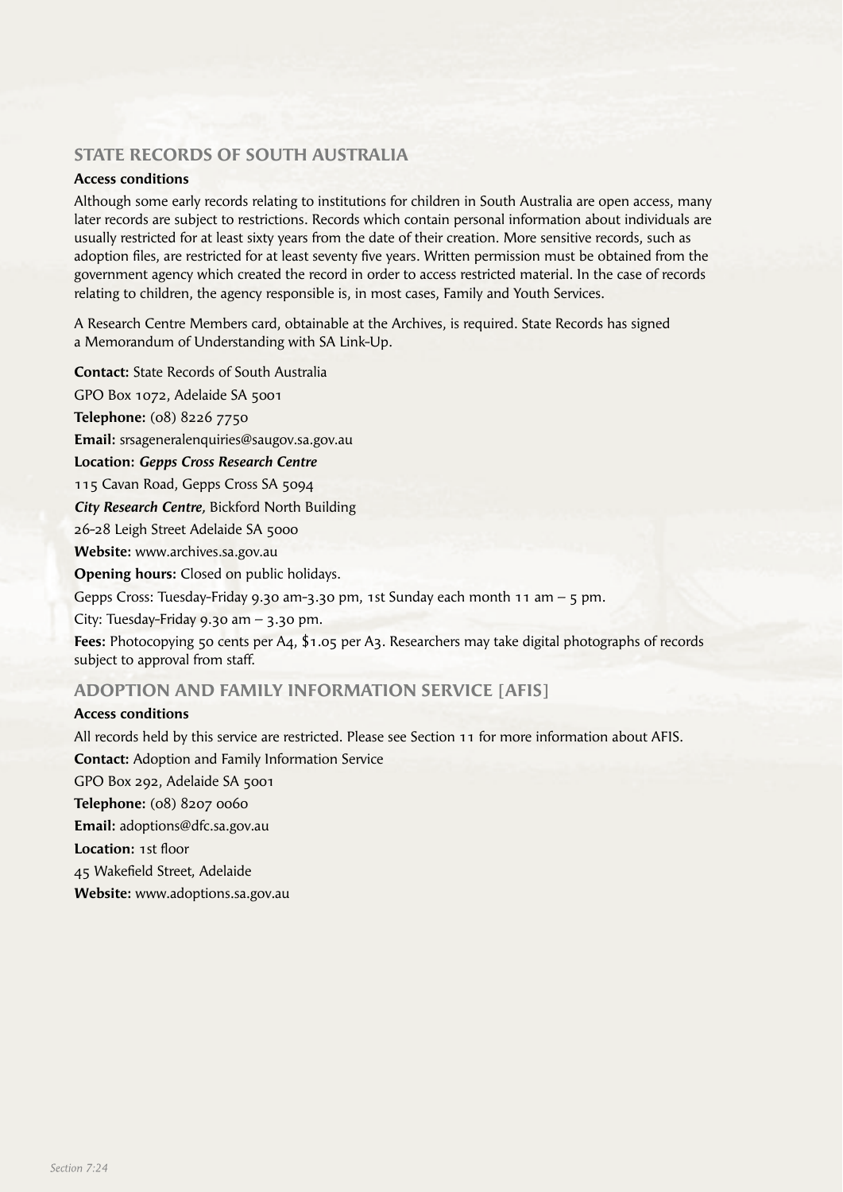## STATE RECORDS OF SOUTH AUSTRALIA

**Access conditions**

Although some early records relating to institutions for children in South Australia are open access, many later records are subject to restrictions. Records which contain personal information about individuals are usually restricted for at least sixty years from the date of their creation. More sensitive records, such as adoption files, are restricted for at least seventy five years. Written permission must be obtained from the government agency which created the record in order to access restricted material. In the case of records relating to children, the agency responsible is, in most cases, Family and Youth Services.

A Research Centre Members card, obtainable at the Archives, is required. State Records has signed a Memorandum of Understanding with SA Link-Up.

**Contact:** State Records of South Australia

GPO Box 1072, Adelaide SA 5001

**Telephone:** (08) 8226 7750

**Email:** srsageneralenquiries@saugov.sa.gov.au

**Location:** ***Gepps Cross Research Centre***

115 Cavan Road, Gepps Cross SA 5094

***City Research Centre,*** Bickford North Building

26-28 Leigh Street Adelaide SA 5000

**Website:** www.archives.sa.gov.au

**Opening hours:** Closed on public holidays.

Gepps Cross: Tuesday-Friday 9.30 am-3.30 pm, 1st Sunday each month 11 am – 5 pm.

City: Tuesday-Friday 9.30 am – 3.30 pm.

**Fees:** Photocopying 50 cents per A4, $1.05 per A3. Researchers may take digital photographs of records subject to approval from staff.

## ADOPTION AND FAMILY INFORMATION SERVICE [AFIS]

**Access conditions**

All records held by this service are restricted. Please see Section 11 for more information about AFIS.

**Contact:** Adoption and Family Information Service

GPO Box 292, Adelaide SA 5001

**Telephone:** (08) 8207 0060

**Email:** adoptions@dfc.sa.gov.au

**Location:** 1st floor

45 Wakefield Street, Adelaide

**Website:** www.adoptions.sa.gov.au